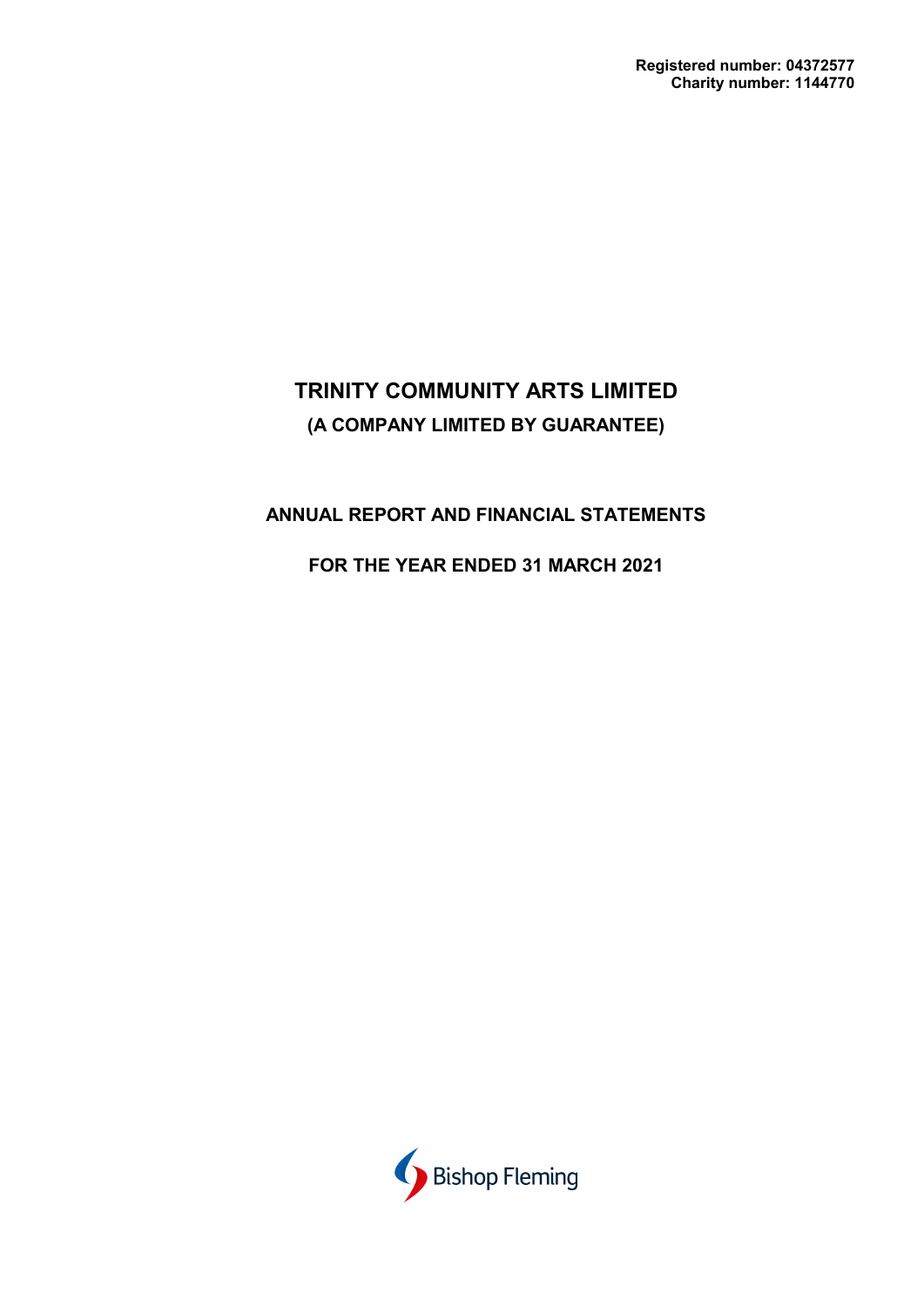**Registered number: 04372577**
**Charity number: 1144770**

# TRINITY COMMUNITY ARTS LIMITED

## (A COMPANY LIMITED BY GUARANTEE)

## ANNUAL REPORT AND FINANCIAL STATEMENTS

## FOR THE YEAR ENDED 31 MARCH 2021

Bishop Fleming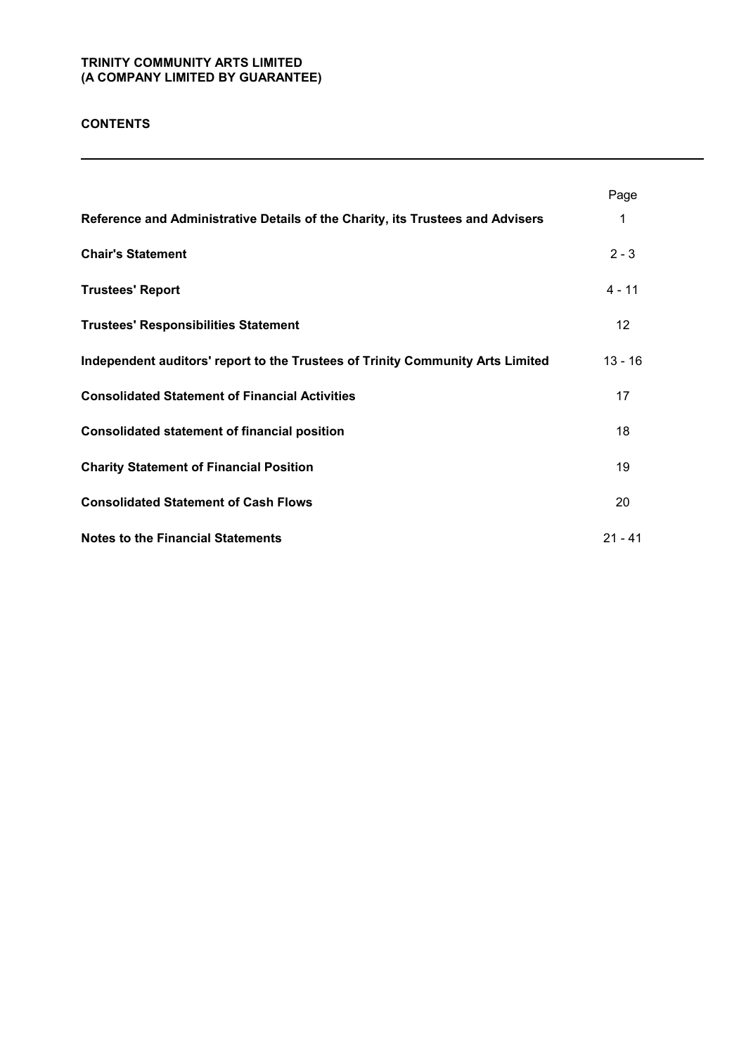**TRINITY COMMUNITY ARTS LIMITED**
**(A COMPANY LIMITED BY GUARANTEE)**

# CONTENTS

| | Page |
|---|---|
| **Reference and Administrative Details of the Charity, its Trustees and Advisers** | 1 |
| **Chair's Statement** | 2 - 3 |
| **Trustees' Report** | 4 - 11 |
| **Trustees' Responsibilities Statement** | 12 |
| **Independent auditors' report to the Trustees of Trinity Community Arts Limited** | 13 - 16 |
| **Consolidated Statement of Financial Activities** | 17 |
| **Consolidated statement of financial position** | 18 |
| **Charity Statement of Financial Position** | 19 |
| **Consolidated Statement of Cash Flows** | 20 |
| **Notes to the Financial Statements** | 21 - 41 |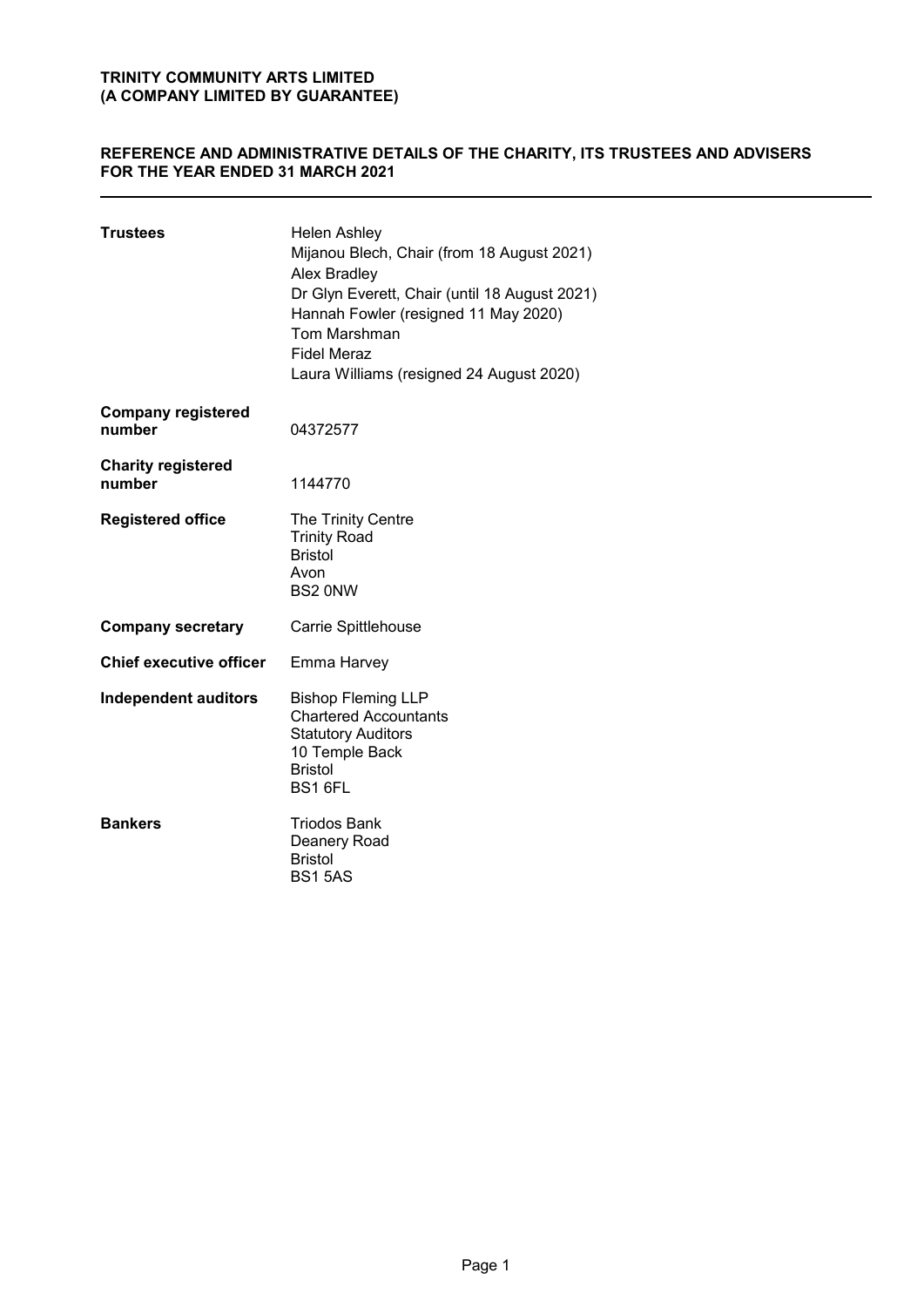**TRINITY COMMUNITY ARTS LIMITED**
**(A COMPANY LIMITED BY GUARANTEE)**

# REFERENCE AND ADMINISTRATIVE DETAILS OF THE CHARITY, ITS TRUSTEES AND ADVISERS FOR THE YEAR ENDED 31 MARCH 2021

| | |
|---|---|
| **Trustees** | Helen Ashley<br>Mijanou Blech, Chair (from 18 August 2021)<br>Alex Bradley<br>Dr Glyn Everett, Chair (until 18 August 2021)<br>Hannah Fowler (resigned 11 May 2020)<br>Tom Marshman<br>Fidel Meraz<br>Laura Williams (resigned 24 August 2020) |
| **Company registered number** | 04372577 |
| **Charity registered number** | 1144770 |
| **Registered office** | The Trinity Centre<br>Trinity Road<br>Bristol<br>Avon<br>BS2 0NW |
| **Company secretary** | Carrie Spittlehouse |
| **Chief executive officer** | Emma Harvey |
| **Independent auditors** | Bishop Fleming LLP<br>Chartered Accountants<br>Statutory Auditors<br>10 Temple Back<br>Bristol<br>BS1 6FL |
| **Bankers** | Triodos Bank<br>Deanery Road<br>Bristol<br>BS1 5AS |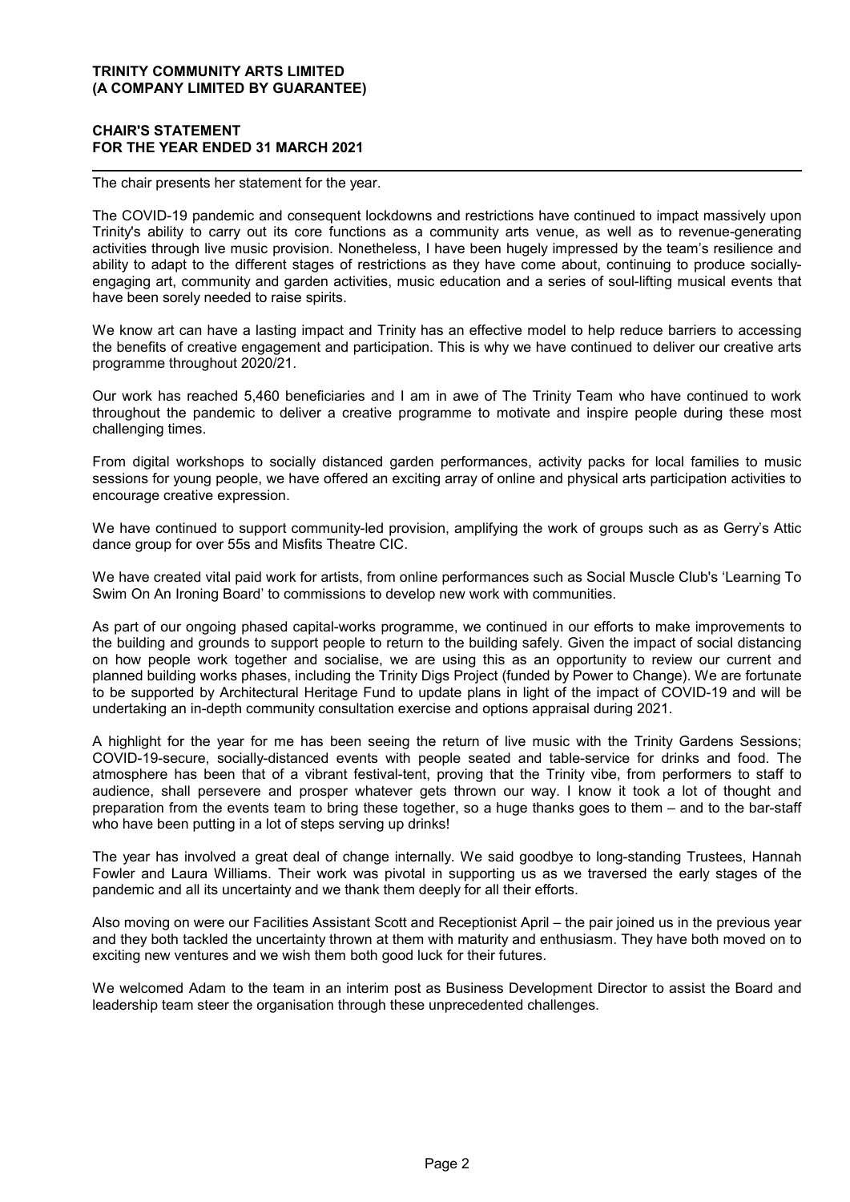**TRINITY COMMUNITY ARTS LIMITED**
**(A COMPANY LIMITED BY GUARANTEE)**

# CHAIR'S STATEMENT
## FOR THE YEAR ENDED 31 MARCH 2021

The chair presents her statement for the year.

The COVID-19 pandemic and consequent lockdowns and restrictions have continued to impact massively upon Trinity's ability to carry out its core functions as a community arts venue, as well as to revenue-generating activities through live music provision. Nonetheless, I have been hugely impressed by the team's resilience and ability to adapt to the different stages of restrictions as they have come about, continuing to produce socially-engaging art, community and garden activities, music education and a series of soul-lifting musical events that have been sorely needed to raise spirits.

We know art can have a lasting impact and Trinity has an effective model to help reduce barriers to accessing the benefits of creative engagement and participation. This is why we have continued to deliver our creative arts programme throughout 2020/21.

Our work has reached 5,460 beneficiaries and I am in awe of The Trinity Team who have continued to work throughout the pandemic to deliver a creative programme to motivate and inspire people during these most challenging times.

From digital workshops to socially distanced garden performances, activity packs for local families to music sessions for young people, we have offered an exciting array of online and physical arts participation activities to encourage creative expression.

We have continued to support community-led provision, amplifying the work of groups such as as Gerry's Attic dance group for over 55s and Misfits Theatre CIC.

We have created vital paid work for artists, from online performances such as Social Muscle Club's 'Learning To Swim On An Ironing Board' to commissions to develop new work with communities.

As part of our ongoing phased capital-works programme, we continued in our efforts to make improvements to the building and grounds to support people to return to the building safely. Given the impact of social distancing on how people work together and socialise, we are using this as an opportunity to review our current and planned building works phases, including the Trinity Digs Project (funded by Power to Change). We are fortunate to be supported by Architectural Heritage Fund to update plans in light of the impact of COVID-19 and will be undertaking an in-depth community consultation exercise and options appraisal during 2021.

A highlight for the year for me has been seeing the return of live music with the Trinity Gardens Sessions; COVID-19-secure, socially-distanced events with people seated and table-service for drinks and food. The atmosphere has been that of a vibrant festival-tent, proving that the Trinity vibe, from performers to staff to audience, shall persevere and prosper whatever gets thrown our way. I know it took a lot of thought and preparation from the events team to bring these together, so a huge thanks goes to them – and to the bar-staff who have been putting in a lot of steps serving up drinks!

The year has involved a great deal of change internally. We said goodbye to long-standing Trustees, Hannah Fowler and Laura Williams. Their work was pivotal in supporting us as we traversed the early stages of the pandemic and all its uncertainty and we thank them deeply for all their efforts.

Also moving on were our Facilities Assistant Scott and Receptionist April – the pair joined us in the previous year and they both tackled the uncertainty thrown at them with maturity and enthusiasm. They have both moved on to exciting new ventures and we wish them both good luck for their futures.

We welcomed Adam to the team in an interim post as Business Development Director to assist the Board and leadership team steer the organisation through these unprecedented challenges.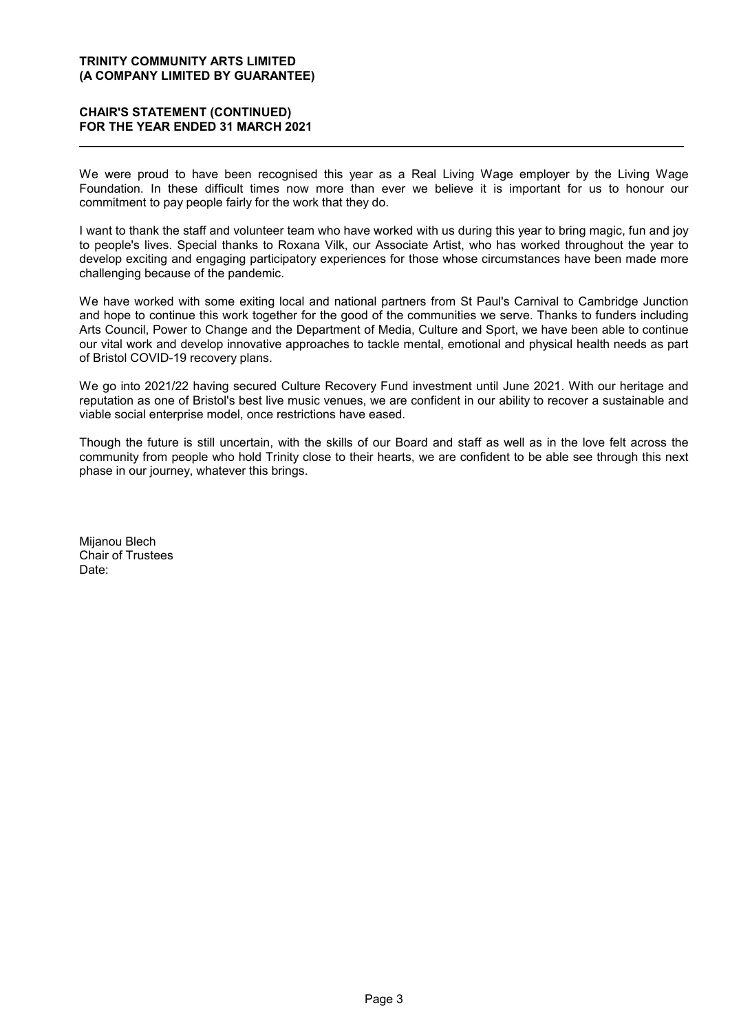**CHAIR'S STATEMENT (CONTINUED)**
**FOR THE YEAR ENDED 31 MARCH 2021**

We were proud to have been recognised this year as a Real Living Wage employer by the Living Wage Foundation. In these difficult times now more than ever we believe it is important for us to honour our commitment to pay people fairly for the work that they do.

I want to thank the staff and volunteer team who have worked with us during this year to bring magic, fun and joy to people's lives. Special thanks to Roxana Vilk, our Associate Artist, who has worked throughout the year to develop exciting and engaging participatory experiences for those whose circumstances have been made more challenging because of the pandemic.

We have worked with some exiting local and national partners from St Paul's Carnival to Cambridge Junction and hope to continue this work together for the good of the communities we serve. Thanks to funders including Arts Council, Power to Change and the Department of Media, Culture and Sport, we have been able to continue our vital work and develop innovative approaches to tackle mental, emotional and physical health needs as part of Bristol COVID-19 recovery plans.

We go into 2021/22 having secured Culture Recovery Fund investment until June 2021. With our heritage and reputation as one of Bristol's best live music venues, we are confident in our ability to recover a sustainable and viable social enterprise model, once restrictions have eased.

Though the future is still uncertain, with the skills of our Board and staff as well as in the love felt across the community from people who hold Trinity close to their hearts, we are confident to be able see through this next phase in our journey, whatever this brings.

Mijanou Blech
Chair of Trustees
Date: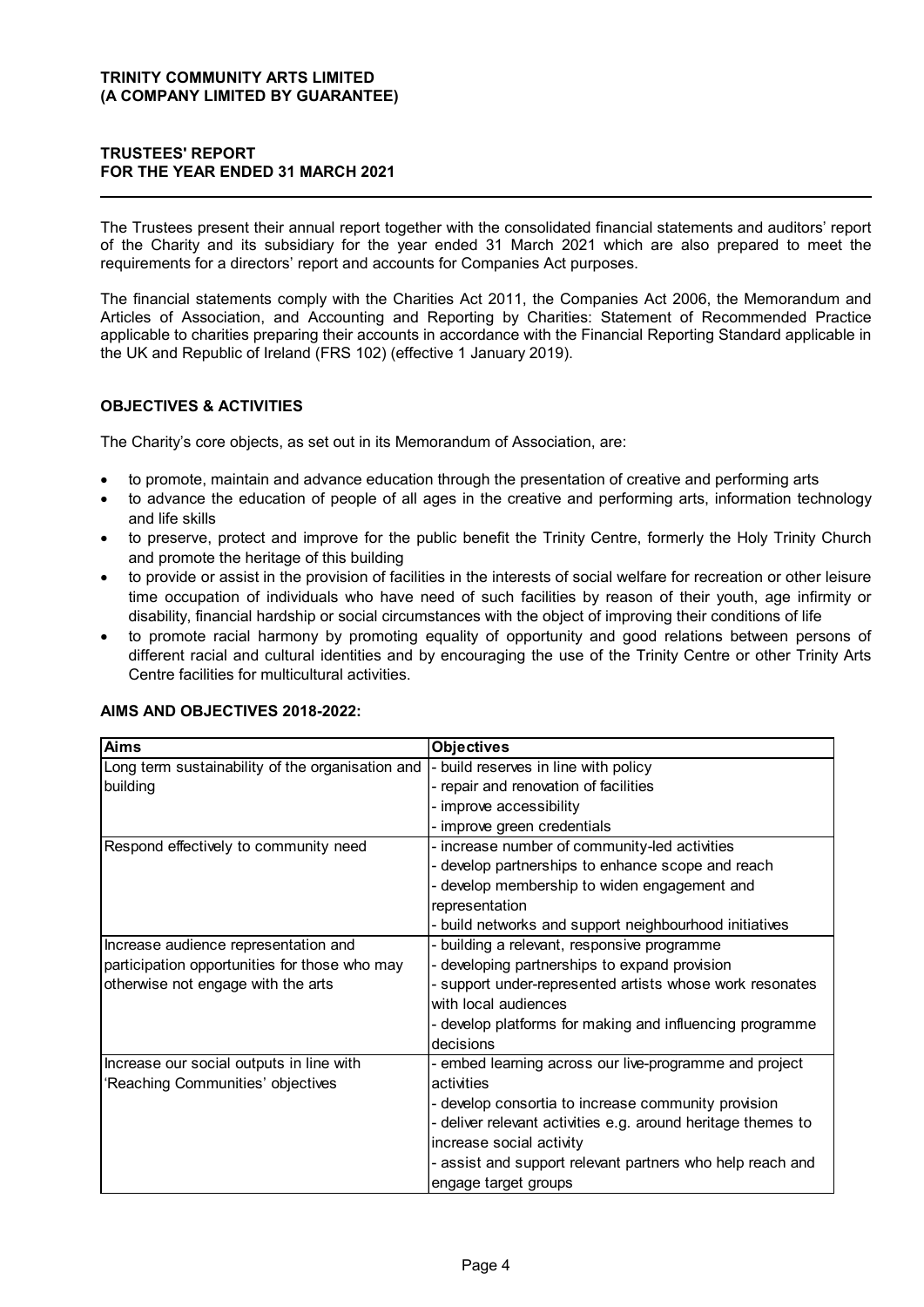**TRINITY COMMUNITY ARTS LIMITED**
**(A COMPANY LIMITED BY GUARANTEE)**

# TRUSTEES' REPORT
## FOR THE YEAR ENDED 31 MARCH 2021

The Trustees present their annual report together with the consolidated financial statements and auditors' report of the Charity and its subsidiary for the year ended 31 March 2021 which are also prepared to meet the requirements for a directors' report and accounts for Companies Act purposes.

The financial statements comply with the Charities Act 2011, the Companies Act 2006, the Memorandum and Articles of Association, and Accounting and Reporting by Charities: Statement of Recommended Practice applicable to charities preparing their accounts in accordance with the Financial Reporting Standard applicable in the UK and Republic of Ireland (FRS 102) (effective 1 January 2019).

### OBJECTIVES & ACTIVITIES

The Charity's core objects, as set out in its Memorandum of Association, are:

- to promote, maintain and advance education through the presentation of creative and performing arts
- to advance the education of people of all ages in the creative and performing arts, information technology and life skills
- to preserve, protect and improve for the public benefit the Trinity Centre, formerly the Holy Trinity Church and promote the heritage of this building
- to provide or assist in the provision of facilities in the interests of social welfare for recreation or other leisure time occupation of individuals who have need of such facilities by reason of their youth, age infirmity or disability, financial hardship or social circumstances with the object of improving their conditions of life
- to promote racial harmony by promoting equality of opportunity and good relations between persons of different racial and cultural identities and by encouraging the use of the Trinity Centre or other Trinity Arts Centre facilities for multicultural activities.

### AIMS AND OBJECTIVES 2018-2022:

| Aims | Objectives |
|---|---|
| Long term sustainability of the organisation and building | - build reserves in line with policy<br>- repair and renovation of facilities<br>- improve accessibility<br>- improve green credentials |
| Respond effectively to community need | - increase number of community-led activities<br>- develop partnerships to enhance scope and reach<br>- develop membership to widen engagement and representation<br>- build networks and support neighbourhood initiatives |
| Increase audience representation and participation opportunities for those who may otherwise not engage with the arts | - building a relevant, responsive programme<br>- developing partnerships to expand provision<br>- support under-represented artists whose work resonates with local audiences<br>- develop platforms for making and influencing programme decisions |
| Increase our social outputs in line with 'Reaching Communities' objectives | - embed learning across our live-programme and project activities<br>- develop consortia to increase community provision<br>- deliver relevant activities e.g. around heritage themes to increase social activity<br>- assist and support relevant partners who help reach and engage target groups |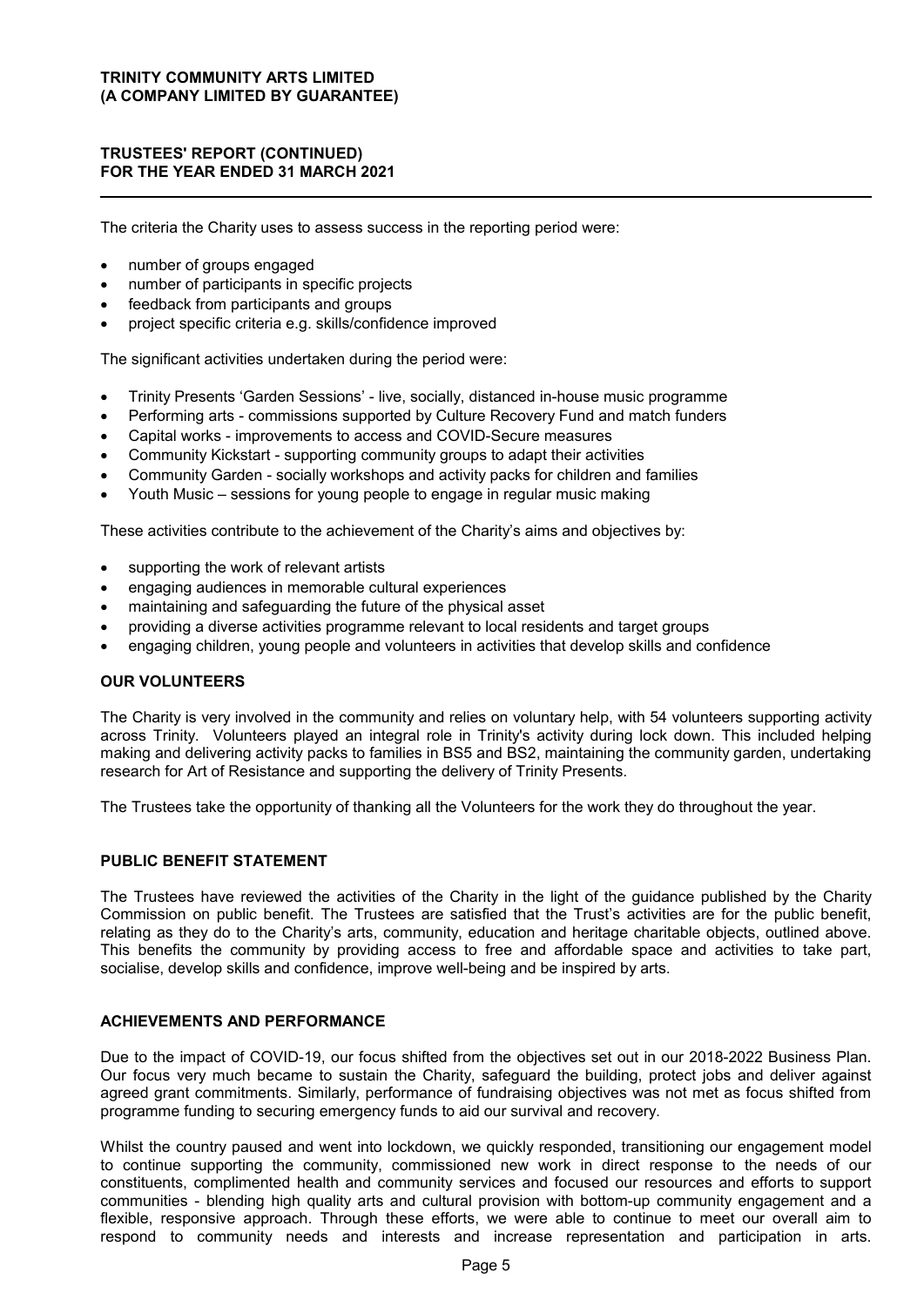The criteria the Charity uses to assess success in the reporting period were:

- number of groups engaged
- number of participants in specific projects
- feedback from participants and groups
- project specific criteria e.g. skills/confidence improved

The significant activities undertaken during the period were:

- Trinity Presents 'Garden Sessions' - live, socially, distanced in-house music programme
- Performing arts - commissions supported by Culture Recovery Fund and match funders
- Capital works - improvements to access and COVID-Secure measures
- Community Kickstart - supporting community groups to adapt their activities
- Community Garden - socially workshops and activity packs for children and families
- Youth Music – sessions for young people to engage in regular music making

These activities contribute to the achievement of the Charity's aims and objectives by:

- supporting the work of relevant artists
- engaging audiences in memorable cultural experiences
- maintaining and safeguarding the future of the physical asset
- providing a diverse activities programme relevant to local residents and target groups
- engaging children, young people and volunteers in activities that develop skills and confidence

## OUR VOLUNTEERS

The Charity is very involved in the community and relies on voluntary help, with 54 volunteers supporting activity across Trinity. Volunteers played an integral role in Trinity's activity during lock down. This included helping making and delivering activity packs to families in BS5 and BS2, maintaining the community garden, undertaking research for Art of Resistance and supporting the delivery of Trinity Presents.

The Trustees take the opportunity of thanking all the Volunteers for the work they do throughout the year.

## PUBLIC BENEFIT STATEMENT

The Trustees have reviewed the activities of the Charity in the light of the guidance published by the Charity Commission on public benefit. The Trustees are satisfied that the Trust's activities are for the public benefit, relating as they do to the Charity's arts, community, education and heritage charitable objects, outlined above. This benefits the community by providing access to free and affordable space and activities to take part, socialise, develop skills and confidence, improve well-being and be inspired by arts.

## ACHIEVEMENTS AND PERFORMANCE

Due to the impact of COVID-19, our focus shifted from the objectives set out in our 2018-2022 Business Plan. Our focus very much became to sustain the Charity, safeguard the building, protect jobs and deliver against agreed grant commitments. Similarly, performance of fundraising objectives was not met as focus shifted from programme funding to securing emergency funds to aid our survival and recovery.

Whilst the country paused and went into lockdown, we quickly responded, transitioning our engagement model to continue supporting the community, commissioned new work in direct response to the needs of our constituents, complimented health and community services and focused our resources and efforts to support communities - blending high quality arts and cultural provision with bottom-up community engagement and a flexible, responsive approach. Through these efforts, we were able to continue to meet our overall aim to respond to community needs and interests and increase representation and participation in arts.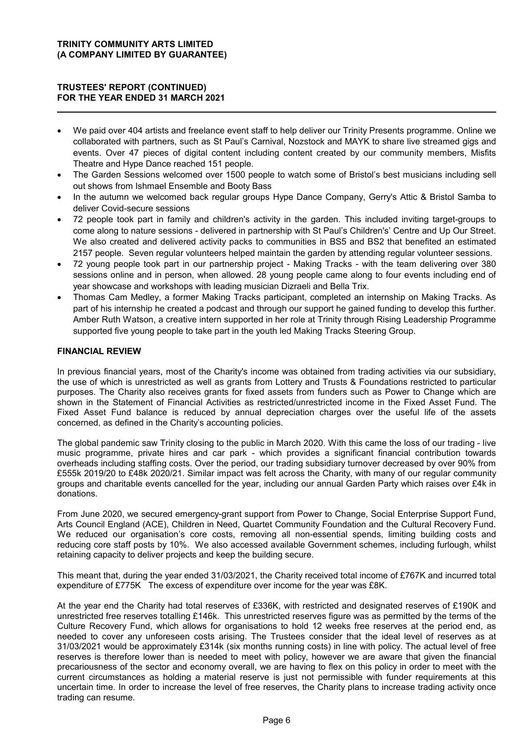- We paid over 404 artists and freelance event staff to help deliver our Trinity Presents programme. Online we collaborated with partners, such as St Paul's Carnival, Nozstock and MAYK to share live streamed gigs and events. Over 47 pieces of digital content including content created by our community members, Misfits Theatre and Hype Dance reached 151 people.
- The Garden Sessions welcomed over 1500 people to watch some of Bristol's best musicians including sell out shows from Ishmael Ensemble and Booty Bass
- In the autumn we welcomed back regular groups Hype Dance Company, Gerry's Attic & Bristol Samba to deliver Covid-secure sessions
- 72 people took part in family and children's activity in the garden. This included inviting target-groups to come along to nature sessions - delivered in partnership with St Paul's Children's' Centre and Up Our Street. We also created and delivered activity packs to communities in BS5 and BS2 that benefited an estimated 2157 people. Seven regular volunteers helped maintain the garden by attending regular volunteer sessions.
- 72 young people took part in our partnership project - Making Tracks - with the team delivering over 380 sessions online and in person, when allowed. 28 young people came along to four events including end of year showcase and workshops with leading musician Dizraeli and Bella Trix.
- Thomas Cam Medley, a former Making Tracks participant, completed an internship on Making Tracks. As part of his internship he created a podcast and through our support he gained funding to develop this further. Amber Ruth Watson, a creative intern supported in her role at Trinity through Rising Leadership Programme supported five young people to take part in the youth led Making Tracks Steering Group.

## FINANCIAL REVIEW

In previous financial years, most of the Charity's income was obtained from trading activities via our subsidiary, the use of which is unrestricted as well as grants from Lottery and Trusts & Foundations restricted to particular purposes. The Charity also receives grants for fixed assets from funders such as Power to Change which are shown in the Statement of Financial Activities as restricted/unrestricted income in the Fixed Asset Fund. The Fixed Asset Fund balance is reduced by annual depreciation charges over the useful life of the assets concerned, as defined in the Charity's accounting policies.

The global pandemic saw Trinity closing to the public in March 2020. With this came the loss of our trading - live music programme, private hires and car park - which provides a significant financial contribution towards overheads including staffing costs. Over the period, our trading subsidiary turnover decreased by over 90% from £555k 2019/20 to £48k 2020/21. Similar impact was felt across the Charity, with many of our regular community groups and charitable events cancelled for the year, including our annual Garden Party which raises over £4k in donations.

From June 2020, we secured emergency-grant support from Power to Change, Social Enterprise Support Fund, Arts Council England (ACE), Children in Need, Quartet Community Foundation and the Cultural Recovery Fund. We reduced our organisation's core costs, removing all non-essential spends, limiting building costs and reducing core staff posts by 10%. We also accessed available Government schemes, including furlough, whilst retaining capacity to deliver projects and keep the building secure.

This meant that, during the year ended 31/03/2021, the Charity received total income of £767K and incurred total expenditure of £775K The excess of expenditure over income for the year was £8K.

At the year end the Charity had total reserves of £336K, with restricted and designated reserves of £190K and unrestricted free reserves totalling £146k. This unrestricted reserves figure was as permitted by the terms of the Culture Recovery Fund, which allows for organisations to hold 12 weeks free reserves at the period end, as needed to cover any unforeseen costs arising. The Trustees consider that the ideal level of reserves as at 31/03/2021 would be approximately £314k (six months running costs) in line with policy. The actual level of free reserves is therefore lower than is needed to meet with policy, however we are aware that given the financial precariousness of the sector and economy overall, we are having to flex on this policy in order to meet with the current circumstances as holding a material reserve is just not permissible with funder requirements at this uncertain time. In order to increase the level of free reserves, the Charity plans to increase trading activity once trading can resume.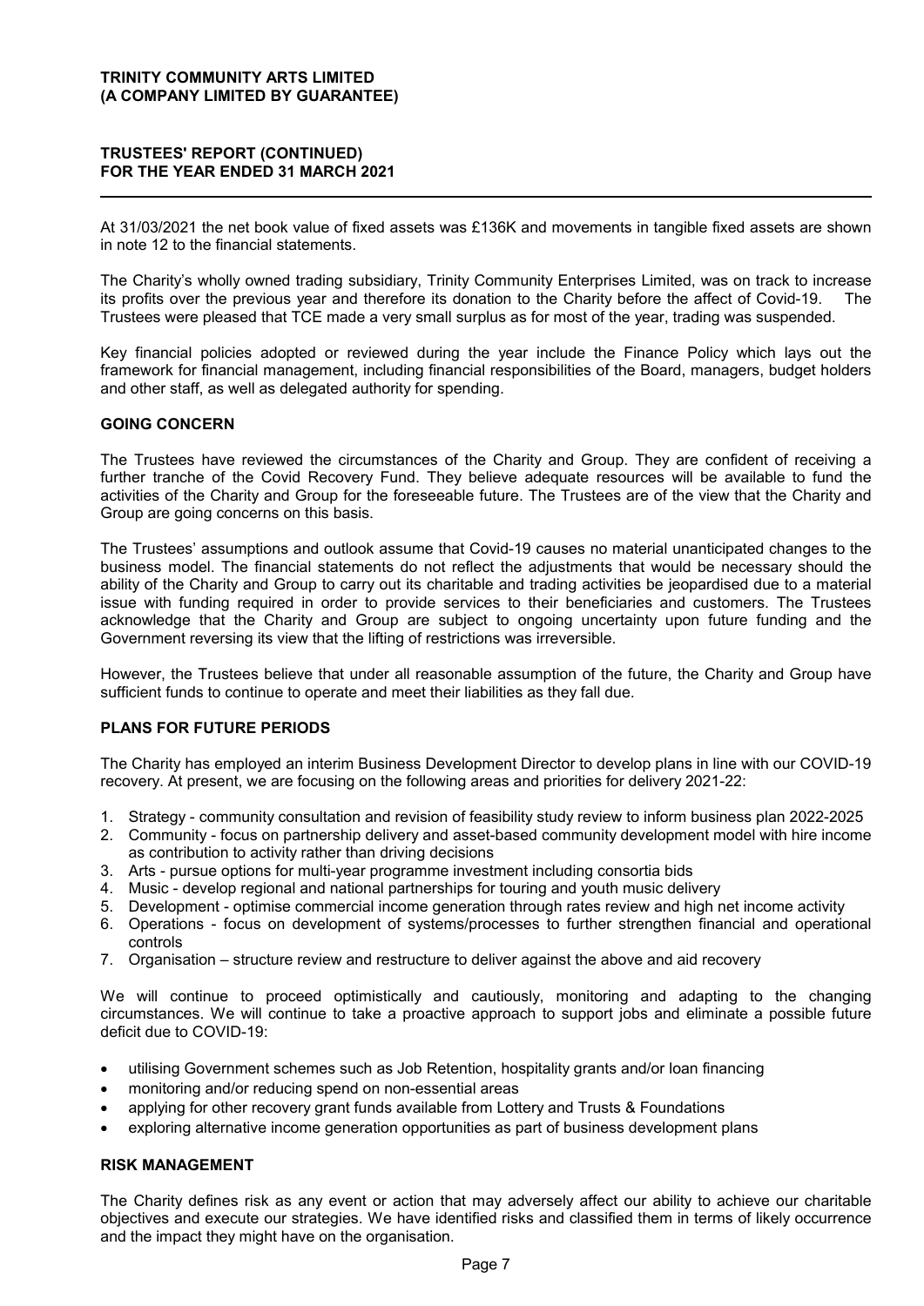At 31/03/2021 the net book value of fixed assets was £136K and movements in tangible fixed assets are shown in note 12 to the financial statements.

The Charity's wholly owned trading subsidiary, Trinity Community Enterprises Limited, was on track to increase its profits over the previous year and therefore its donation to the Charity before the affect of Covid-19. The Trustees were pleased that TCE made a very small surplus as for most of the year, trading was suspended.

Key financial policies adopted or reviewed during the year include the Finance Policy which lays out the framework for financial management, including financial responsibilities of the Board, managers, budget holders and other staff, as well as delegated authority for spending.

## GOING CONCERN

The Trustees have reviewed the circumstances of the Charity and Group. They are confident of receiving a further tranche of the Covid Recovery Fund. They believe adequate resources will be available to fund the activities of the Charity and Group for the foreseeable future. The Trustees are of the view that the Charity and Group are going concerns on this basis.

The Trustees' assumptions and outlook assume that Covid-19 causes no material unanticipated changes to the business model. The financial statements do not reflect the adjustments that would be necessary should the ability of the Charity and Group to carry out its charitable and trading activities be jeopardised due to a material issue with funding required in order to provide services to their beneficiaries and customers. The Trustees acknowledge that the Charity and Group are subject to ongoing uncertainty upon future funding and the Government reversing its view that the lifting of restrictions was irreversible.

However, the Trustees believe that under all reasonable assumption of the future, the Charity and Group have sufficient funds to continue to operate and meet their liabilities as they fall due.

## PLANS FOR FUTURE PERIODS

The Charity has employed an interim Business Development Director to develop plans in line with our COVID-19 recovery. At present, we are focusing on the following areas and priorities for delivery 2021-22:

1. Strategy - community consultation and revision of feasibility study review to inform business plan 2022-2025
2. Community - focus on partnership delivery and asset-based community development model with hire income as contribution to activity rather than driving decisions
3. Arts - pursue options for multi-year programme investment including consortia bids
4. Music - develop regional and national partnerships for touring and youth music delivery
5. Development - optimise commercial income generation through rates review and high net income activity
6. Operations - focus on development of systems/processes to further strengthen financial and operational controls
7. Organisation – structure review and restructure to deliver against the above and aid recovery

We will continue to proceed optimistically and cautiously, monitoring and adapting to the changing circumstances. We will continue to take a proactive approach to support jobs and eliminate a possible future deficit due to COVID-19:

- utilising Government schemes such as Job Retention, hospitality grants and/or loan financing
- monitoring and/or reducing spend on non-essential areas
- applying for other recovery grant funds available from Lottery and Trusts & Foundations
- exploring alternative income generation opportunities as part of business development plans

## RISK MANAGEMENT

The Charity defines risk as any event or action that may adversely affect our ability to achieve our charitable objectives and execute our strategies. We have identified risks and classified them in terms of likely occurrence and the impact they might have on the organisation.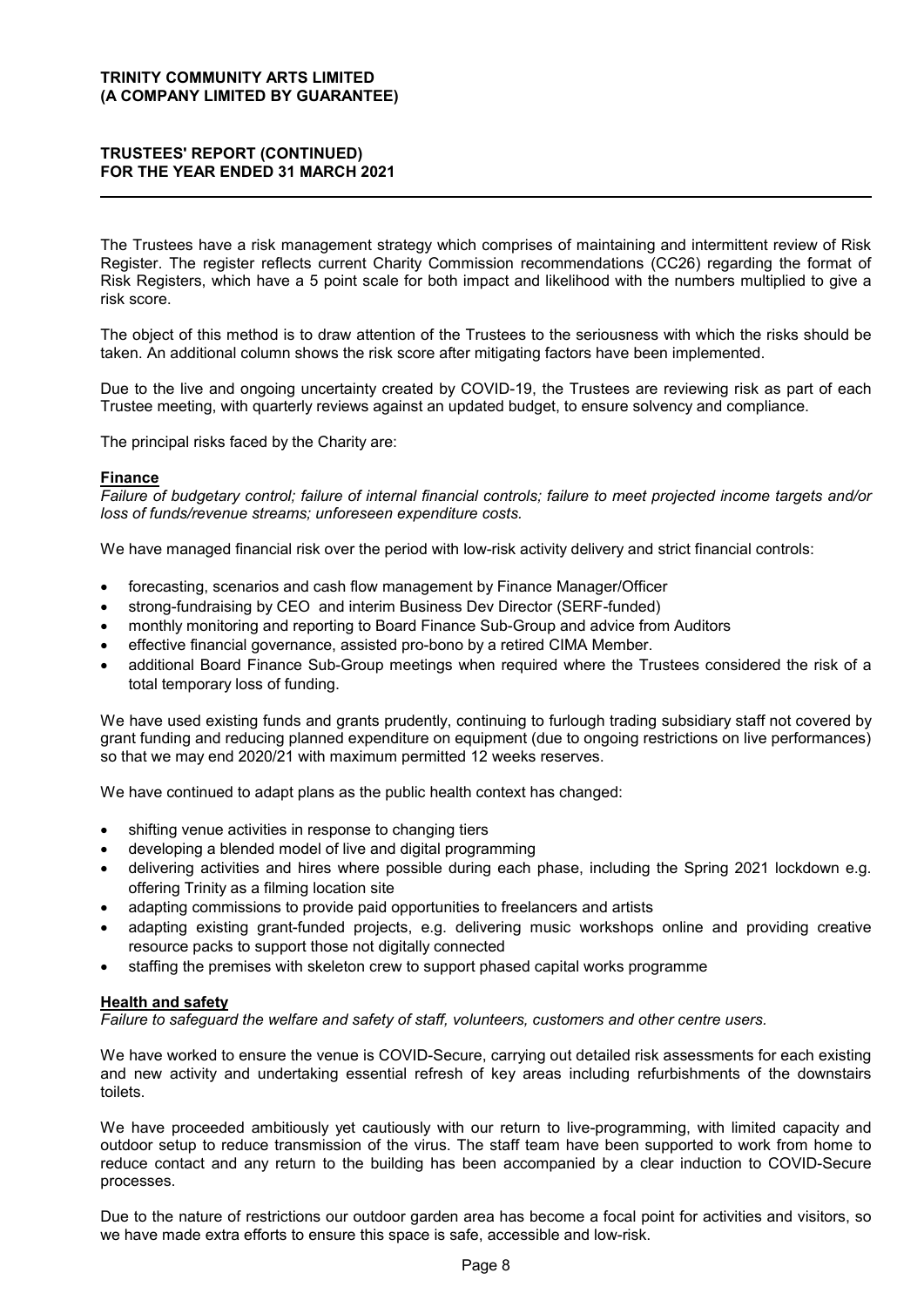The Trustees have a risk management strategy which comprises of maintaining and intermittent review of Risk Register. The register reflects current Charity Commission recommendations (CC26) regarding the format of Risk Registers, which have a 5 point scale for both impact and likelihood with the numbers multiplied to give a risk score.

The object of this method is to draw attention of the Trustees to the seriousness with which the risks should be taken. An additional column shows the risk score after mitigating factors have been implemented.

Due to the live and ongoing uncertainty created by COVID-19, the Trustees are reviewing risk as part of each Trustee meeting, with quarterly reviews against an updated budget, to ensure solvency and compliance.

The principal risks faced by the Charity are:

**Finance**

*Failure of budgetary control; failure of internal financial controls; failure to meet projected income targets and/or loss of funds/revenue streams; unforeseen expenditure costs.*

We have managed financial risk over the period with low-risk activity delivery and strict financial controls:

- forecasting, scenarios and cash flow management by Finance Manager/Officer
- strong-fundraising by CEO and interim Business Dev Director (SERF-funded)
- monthly monitoring and reporting to Board Finance Sub-Group and advice from Auditors
- effective financial governance, assisted pro-bono by a retired CIMA Member.
- additional Board Finance Sub-Group meetings when required where the Trustees considered the risk of a total temporary loss of funding.

We have used existing funds and grants prudently, continuing to furlough trading subsidiary staff not covered by grant funding and reducing planned expenditure on equipment (due to ongoing restrictions on live performances) so that we may end 2020/21 with maximum permitted 12 weeks reserves.

We have continued to adapt plans as the public health context has changed:

- shifting venue activities in response to changing tiers
- developing a blended model of live and digital programming
- delivering activities and hires where possible during each phase, including the Spring 2021 lockdown e.g. offering Trinity as a filming location site
- adapting commissions to provide paid opportunities to freelancers and artists
- adapting existing grant-funded projects, e.g. delivering music workshops online and providing creative resource packs to support those not digitally connected
- staffing the premises with skeleton crew to support phased capital works programme

**Health and safety**

*Failure to safeguard the welfare and safety of staff, volunteers, customers and other centre users.*

We have worked to ensure the venue is COVID-Secure, carrying out detailed risk assessments for each existing and new activity and undertaking essential refresh of key areas including refurbishments of the downstairs toilets.

We have proceeded ambitiously yet cautiously with our return to live-programming, with limited capacity and outdoor setup to reduce transmission of the virus. The staff team have been supported to work from home to reduce contact and any return to the building has been accompanied by a clear induction to COVID-Secure processes.

Due to the nature of restrictions our outdoor garden area has become a focal point for activities and visitors, so we have made extra efforts to ensure this space is safe, accessible and low-risk.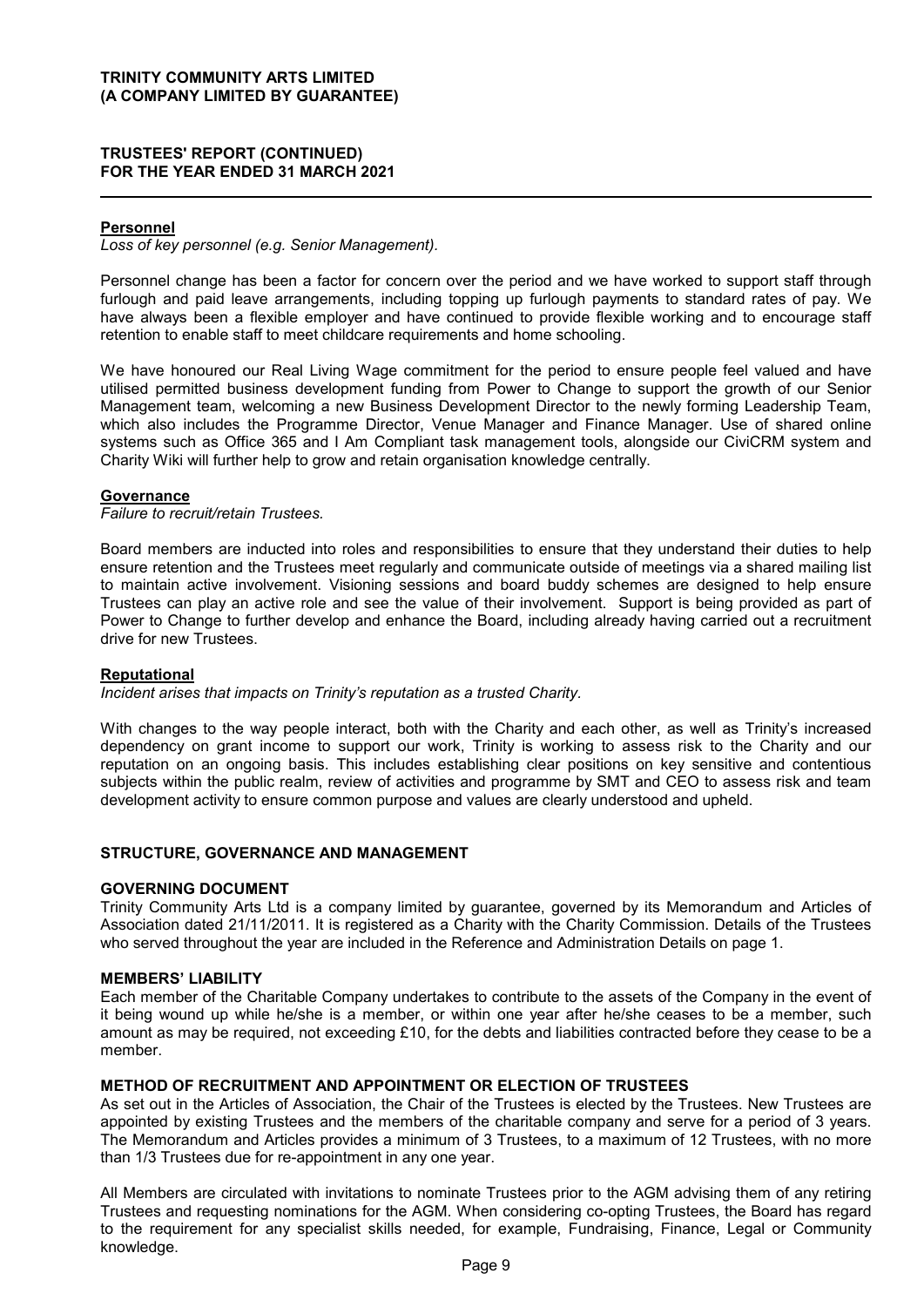**Personnel**

*Loss of key personnel (e.g. Senior Management).*

Personnel change has been a factor for concern over the period and we have worked to support staff through furlough and paid leave arrangements, including topping up furlough payments to standard rates of pay. We have always been a flexible employer and have continued to provide flexible working and to encourage staff retention to enable staff to meet childcare requirements and home schooling.

We have honoured our Real Living Wage commitment for the period to ensure people feel valued and have utilised permitted business development funding from Power to Change to support the growth of our Senior Management team, welcoming a new Business Development Director to the newly forming Leadership Team, which also includes the Programme Director, Venue Manager and Finance Manager. Use of shared online systems such as Office 365 and I Am Compliant task management tools, alongside our CiviCRM system and Charity Wiki will further help to grow and retain organisation knowledge centrally.

**Governance**

*Failure to recruit/retain Trustees.*

Board members are inducted into roles and responsibilities to ensure that they understand their duties to help ensure retention and the Trustees meet regularly and communicate outside of meetings via a shared mailing list to maintain active involvement. Visioning sessions and board buddy schemes are designed to help ensure Trustees can play an active role and see the value of their involvement. Support is being provided as part of Power to Change to further develop and enhance the Board, including already having carried out a recruitment drive for new Trustees.

**Reputational**

*Incident arises that impacts on Trinity's reputation as a trusted Charity.*

With changes to the way people interact, both with the Charity and each other, as well as Trinity's increased dependency on grant income to support our work, Trinity is working to assess risk to the Charity and our reputation on an ongoing basis. This includes establishing clear positions on key sensitive and contentious subjects within the public realm, review of activities and programme by SMT and CEO to assess risk and team development activity to ensure common purpose and values are clearly understood and upheld.

## STRUCTURE, GOVERNANCE AND MANAGEMENT

### GOVERNING DOCUMENT

Trinity Community Arts Ltd is a company limited by guarantee, governed by its Memorandum and Articles of Association dated 21/11/2011. It is registered as a Charity with the Charity Commission. Details of the Trustees who served throughout the year are included in the Reference and Administration Details on page 1.

### MEMBERS' LIABILITY

Each member of the Charitable Company undertakes to contribute to the assets of the Company in the event of it being wound up while he/she is a member, or within one year after he/she ceases to be a member, such amount as may be required, not exceeding £10, for the debts and liabilities contracted before they cease to be a member.

### METHOD OF RECRUITMENT AND APPOINTMENT OR ELECTION OF TRUSTEES

As set out in the Articles of Association, the Chair of the Trustees is elected by the Trustees. New Trustees are appointed by existing Trustees and the members of the charitable company and serve for a period of 3 years. The Memorandum and Articles provides a minimum of 3 Trustees, to a maximum of 12 Trustees, with no more than 1/3 Trustees due for re-appointment in any one year.

All Members are circulated with invitations to nominate Trustees prior to the AGM advising them of any retiring Trustees and requesting nominations for the AGM. When considering co-opting Trustees, the Board has regard to the requirement for any specialist skills needed, for example, Fundraising, Finance, Legal or Community knowledge.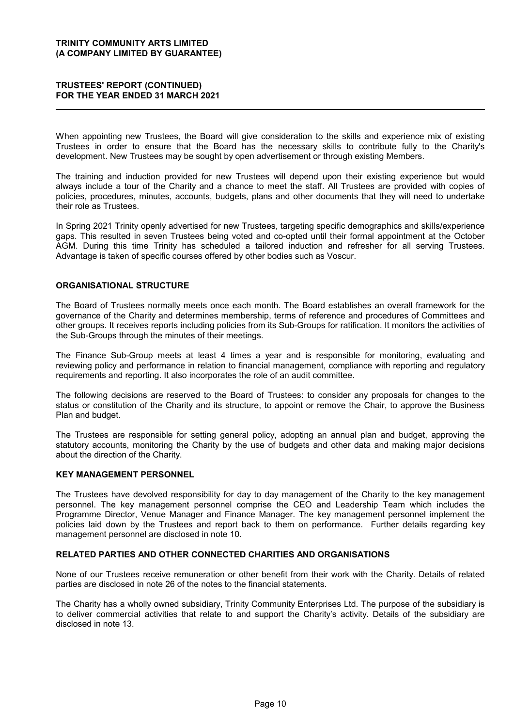When appointing new Trustees, the Board will give consideration to the skills and experience mix of existing Trustees in order to ensure that the Board has the necessary skills to contribute fully to the Charity's development. New Trustees may be sought by open advertisement or through existing Members.

The training and induction provided for new Trustees will depend upon their existing experience but would always include a tour of the Charity and a chance to meet the staff. All Trustees are provided with copies of policies, procedures, minutes, accounts, budgets, plans and other documents that they will need to undertake their role as Trustees.

In Spring 2021 Trinity openly advertised for new Trustees, targeting specific demographics and skills/experience gaps. This resulted in seven Trustees being voted and co-opted until their formal appointment at the October AGM. During this time Trinity has scheduled a tailored induction and refresher for all serving Trustees. Advantage is taken of specific courses offered by other bodies such as Voscur.

## ORGANISATIONAL STRUCTURE

The Board of Trustees normally meets once each month. The Board establishes an overall framework for the governance of the Charity and determines membership, terms of reference and procedures of Committees and other groups. It receives reports including policies from its Sub-Groups for ratification. It monitors the activities of the Sub-Groups through the minutes of their meetings.

The Finance Sub-Group meets at least 4 times a year and is responsible for monitoring, evaluating and reviewing policy and performance in relation to financial management, compliance with reporting and regulatory requirements and reporting. It also incorporates the role of an audit committee.

The following decisions are reserved to the Board of Trustees: to consider any proposals for changes to the status or constitution of the Charity and its structure, to appoint or remove the Chair, to approve the Business Plan and budget.

The Trustees are responsible for setting general policy, adopting an annual plan and budget, approving the statutory accounts, monitoring the Charity by the use of budgets and other data and making major decisions about the direction of the Charity.

## KEY MANAGEMENT PERSONNEL

The Trustees have devolved responsibility for day to day management of the Charity to the key management personnel. The key management personnel comprise the CEO and Leadership Team which includes the Programme Director, Venue Manager and Finance Manager. The key management personnel implement the policies laid down by the Trustees and report back to them on performance. Further details regarding key management personnel are disclosed in note 10.

## RELATED PARTIES AND OTHER CONNECTED CHARITIES AND ORGANISATIONS

None of our Trustees receive remuneration or other benefit from their work with the Charity. Details of related parties are disclosed in note 26 of the notes to the financial statements.

The Charity has a wholly owned subsidiary, Trinity Community Enterprises Ltd. The purpose of the subsidiary is to deliver commercial activities that relate to and support the Charity's activity. Details of the subsidiary are disclosed in note 13.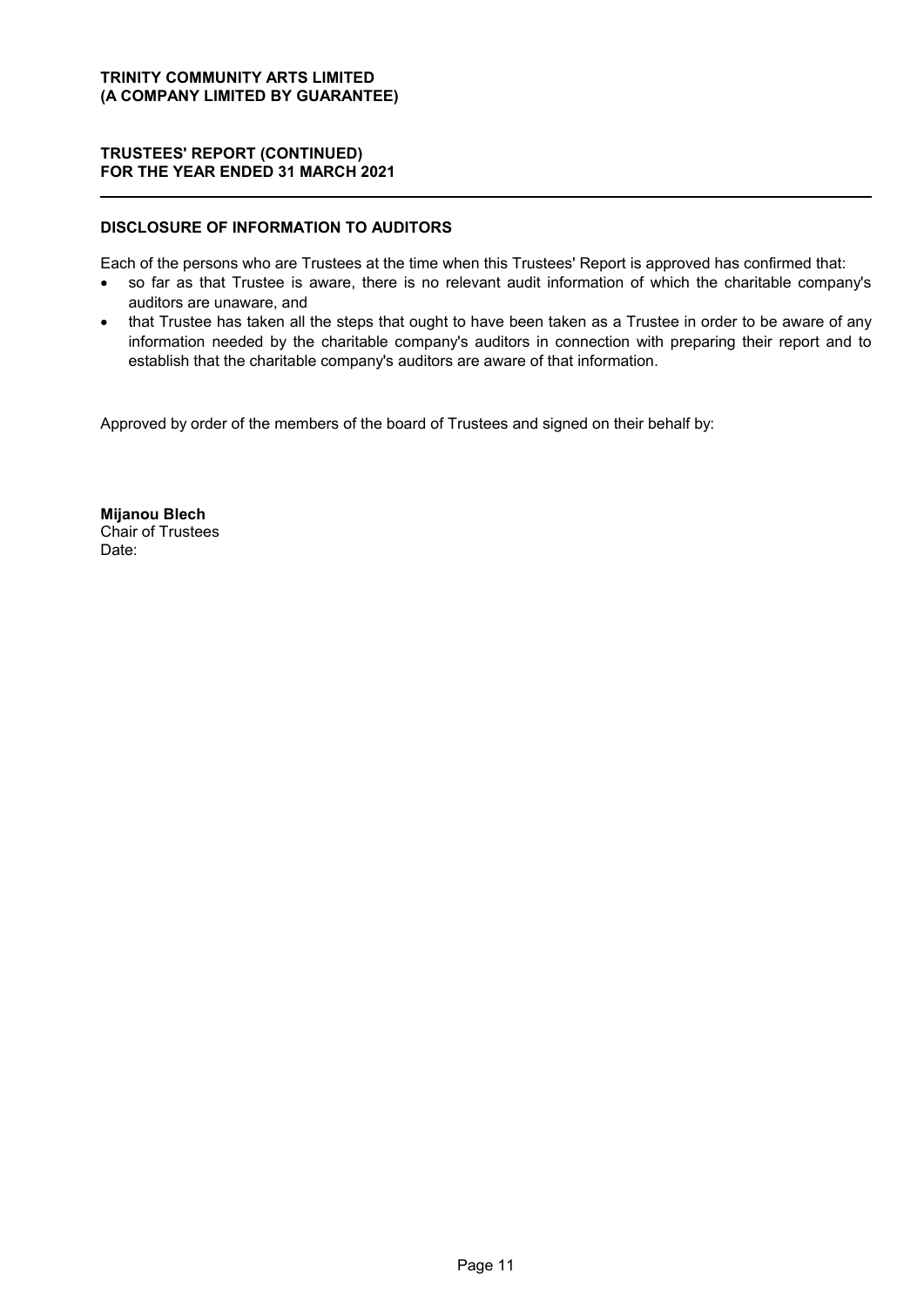**TRINITY COMMUNITY ARTS LIMITED**
**(A COMPANY LIMITED BY GUARANTEE)**

**TRUSTEES' REPORT (CONTINUED)**
**FOR THE YEAR ENDED 31 MARCH 2021**

## DISCLOSURE OF INFORMATION TO AUDITORS

Each of the persons who are Trustees at the time when this Trustees' Report is approved has confirmed that:

- so far as that Trustee is aware, there is no relevant audit information of which the charitable company's auditors are unaware, and
- that Trustee has taken all the steps that ought to have been taken as a Trustee in order to be aware of any information needed by the charitable company's auditors in connection with preparing their report and to establish that the charitable company's auditors are aware of that information.

Approved by order of the members of the board of Trustees and signed on their behalf by:

**Mijanou Blech**
Chair of Trustees
Date: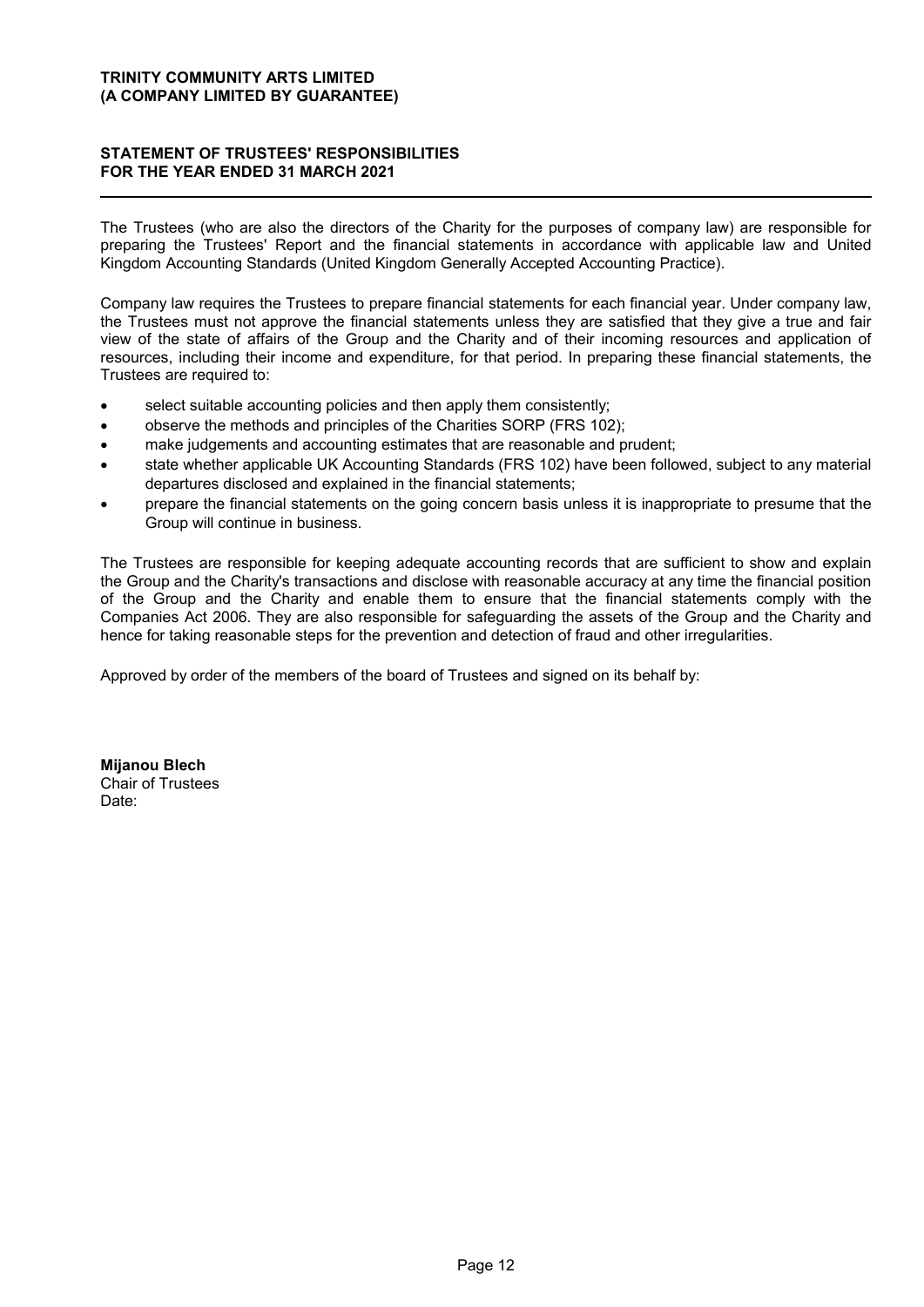**TRINITY COMMUNITY ARTS LIMITED**
**(A COMPANY LIMITED BY GUARANTEE)**

## STATEMENT OF TRUSTEES' RESPONSIBILITIES
## FOR THE YEAR ENDED 31 MARCH 2021

The Trustees (who are also the directors of the Charity for the purposes of company law) are responsible for preparing the Trustees' Report and the financial statements in accordance with applicable law and United Kingdom Accounting Standards (United Kingdom Generally Accepted Accounting Practice).

Company law requires the Trustees to prepare financial statements for each financial year. Under company law, the Trustees must not approve the financial statements unless they are satisfied that they give a true and fair view of the state of affairs of the Group and the Charity and of their incoming resources and application of resources, including their income and expenditure, for that period. In preparing these financial statements, the Trustees are required to:

- select suitable accounting policies and then apply them consistently;
- observe the methods and principles of the Charities SORP (FRS 102);
- make judgements and accounting estimates that are reasonable and prudent;
- state whether applicable UK Accounting Standards (FRS 102) have been followed, subject to any material departures disclosed and explained in the financial statements;
- prepare the financial statements on the going concern basis unless it is inappropriate to presume that the Group will continue in business.

The Trustees are responsible for keeping adequate accounting records that are sufficient to show and explain the Group and the Charity's transactions and disclose with reasonable accuracy at any time the financial position of the Group and the Charity and enable them to ensure that the financial statements comply with the Companies Act 2006. They are also responsible for safeguarding the assets of the Group and the Charity and hence for taking reasonable steps for the prevention and detection of fraud and other irregularities.

Approved by order of the members of the board of Trustees and signed on its behalf by:

**Mijanou Blech**
Chair of Trustees
Date: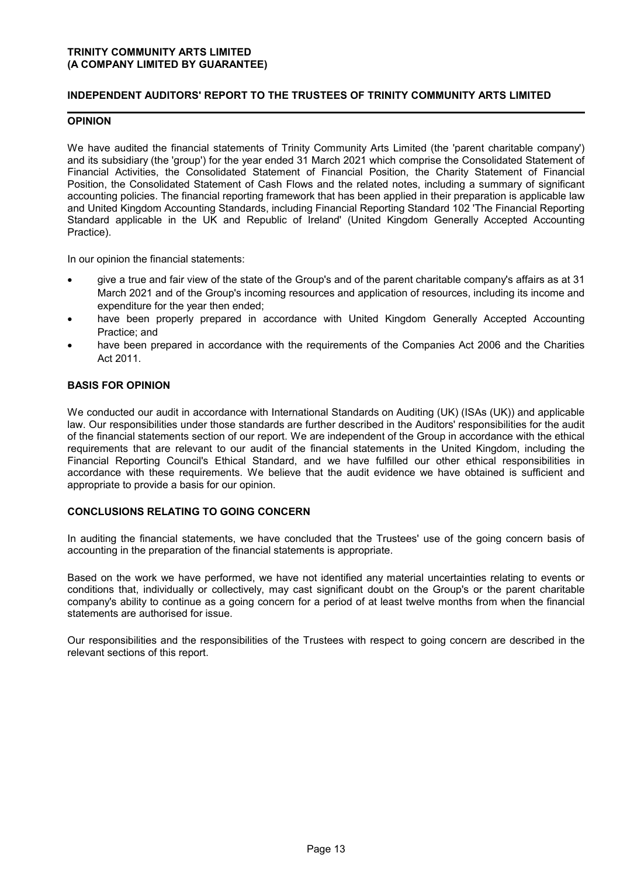# INDEPENDENT AUDITORS' REPORT TO THE TRUSTEES OF TRINITY COMMUNITY ARTS LIMITED

## OPINION

We have audited the financial statements of Trinity Community Arts Limited (the 'parent charitable company') and its subsidiary (the 'group') for the year ended 31 March 2021 which comprise the Consolidated Statement of Financial Activities, the Consolidated Statement of Financial Position, the Charity Statement of Financial Position, the Consolidated Statement of Cash Flows and the related notes, including a summary of significant accounting policies. The financial reporting framework that has been applied in their preparation is applicable law and United Kingdom Accounting Standards, including Financial Reporting Standard 102 'The Financial Reporting Standard applicable in the UK and Republic of Ireland' (United Kingdom Generally Accepted Accounting Practice).

In our opinion the financial statements:

- give a true and fair view of the state of the Group's and of the parent charitable company's affairs as at 31 March 2021 and of the Group's incoming resources and application of resources, including its income and expenditure for the year then ended;
- have been properly prepared in accordance with United Kingdom Generally Accepted Accounting Practice; and
- have been prepared in accordance with the requirements of the Companies Act 2006 and the Charities Act 2011.

## BASIS FOR OPINION

We conducted our audit in accordance with International Standards on Auditing (UK) (ISAs (UK)) and applicable law. Our responsibilities under those standards are further described in the Auditors' responsibilities for the audit of the financial statements section of our report. We are independent of the Group in accordance with the ethical requirements that are relevant to our audit of the financial statements in the United Kingdom, including the Financial Reporting Council's Ethical Standard, and we have fulfilled our other ethical responsibilities in accordance with these requirements. We believe that the audit evidence we have obtained is sufficient and appropriate to provide a basis for our opinion.

## CONCLUSIONS RELATING TO GOING CONCERN

In auditing the financial statements, we have concluded that the Trustees' use of the going concern basis of accounting in the preparation of the financial statements is appropriate.

Based on the work we have performed, we have not identified any material uncertainties relating to events or conditions that, individually or collectively, may cast significant doubt on the Group's or the parent charitable company's ability to continue as a going concern for a period of at least twelve months from when the financial statements are authorised for issue.

Our responsibilities and the responsibilities of the Trustees with respect to going concern are described in the relevant sections of this report.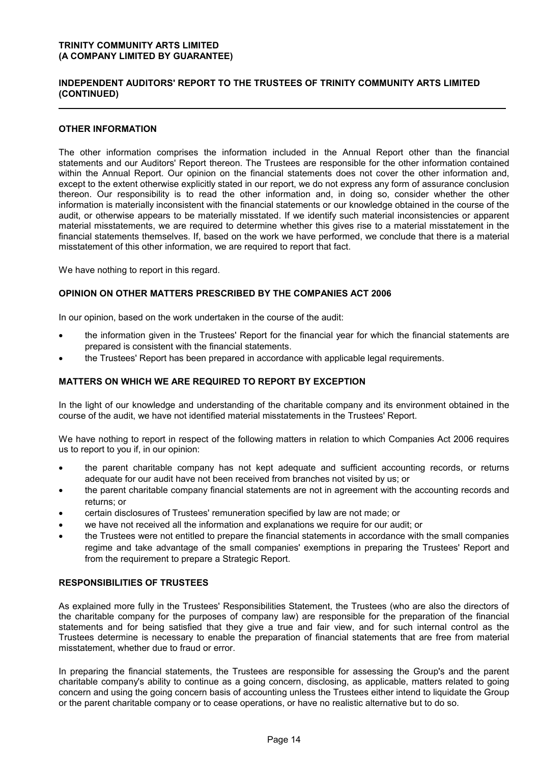## INDEPENDENT AUDITORS' REPORT TO THE TRUSTEES OF TRINITY COMMUNITY ARTS LIMITED (CONTINUED)

### OTHER INFORMATION

The other information comprises the information included in the Annual Report other than the financial statements and our Auditors' Report thereon. The Trustees are responsible for the other information contained within the Annual Report. Our opinion on the financial statements does not cover the other information and, except to the extent otherwise explicitly stated in our report, we do not express any form of assurance conclusion thereon. Our responsibility is to read the other information and, in doing so, consider whether the other information is materially inconsistent with the financial statements or our knowledge obtained in the course of the audit, or otherwise appears to be materially misstated. If we identify such material inconsistencies or apparent material misstatements, we are required to determine whether this gives rise to a material misstatement in the financial statements themselves. If, based on the work we have performed, we conclude that there is a material misstatement of this other information, we are required to report that fact.

We have nothing to report in this regard.

### OPINION ON OTHER MATTERS PRESCRIBED BY THE COMPANIES ACT 2006

In our opinion, based on the work undertaken in the course of the audit:

- the information given in the Trustees' Report for the financial year for which the financial statements are prepared is consistent with the financial statements.
- the Trustees' Report has been prepared in accordance with applicable legal requirements.

### MATTERS ON WHICH WE ARE REQUIRED TO REPORT BY EXCEPTION

In the light of our knowledge and understanding of the charitable company and its environment obtained in the course of the audit, we have not identified material misstatements in the Trustees' Report.

We have nothing to report in respect of the following matters in relation to which Companies Act 2006 requires us to report to you if, in our opinion:

- the parent charitable company has not kept adequate and sufficient accounting records, or returns adequate for our audit have not been received from branches not visited by us; or
- the parent charitable company financial statements are not in agreement with the accounting records and returns; or
- certain disclosures of Trustees' remuneration specified by law are not made; or
- we have not received all the information and explanations we require for our audit; or
- the Trustees were not entitled to prepare the financial statements in accordance with the small companies regime and take advantage of the small companies' exemptions in preparing the Trustees' Report and from the requirement to prepare a Strategic Report.

### RESPONSIBILITIES OF TRUSTEES

As explained more fully in the Trustees' Responsibilities Statement, the Trustees (who are also the directors of the charitable company for the purposes of company law) are responsible for the preparation of the financial statements and for being satisfied that they give a true and fair view, and for such internal control as the Trustees determine is necessary to enable the preparation of financial statements that are free from material misstatement, whether due to fraud or error.

In preparing the financial statements, the Trustees are responsible for assessing the Group's and the parent charitable company's ability to continue as a going concern, disclosing, as applicable, matters related to going concern and using the going concern basis of accounting unless the Trustees either intend to liquidate the Group or the parent charitable company or to cease operations, or have no realistic alternative but to do so.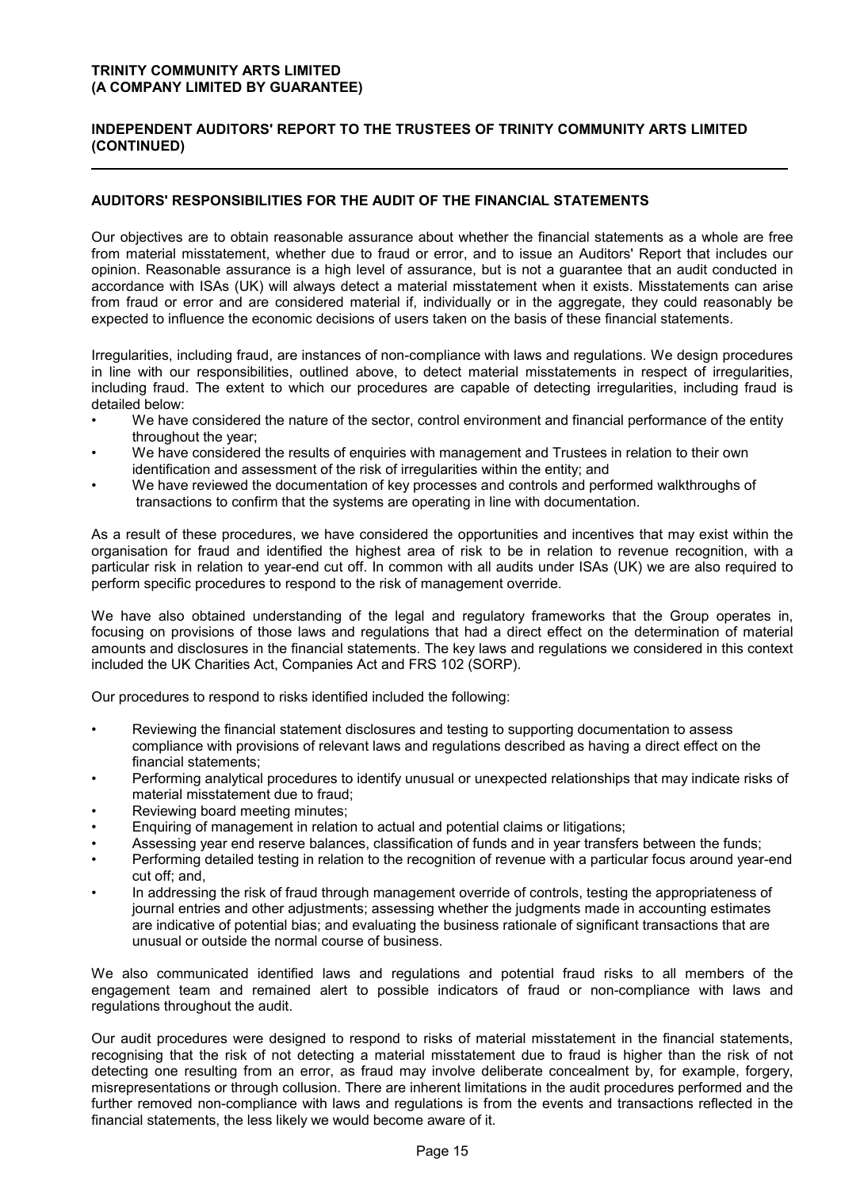## AUDITORS' RESPONSIBILITIES FOR THE AUDIT OF THE FINANCIAL STATEMENTS

Our objectives are to obtain reasonable assurance about whether the financial statements as a whole are free from material misstatement, whether due to fraud or error, and to issue an Auditors' Report that includes our opinion. Reasonable assurance is a high level of assurance, but is not a guarantee that an audit conducted in accordance with ISAs (UK) will always detect a material misstatement when it exists. Misstatements can arise from fraud or error and are considered material if, individually or in the aggregate, they could reasonably be expected to influence the economic decisions of users taken on the basis of these financial statements.

Irregularities, including fraud, are instances of non-compliance with laws and regulations. We design procedures in line with our responsibilities, outlined above, to detect material misstatements in respect of irregularities, including fraud. The extent to which our procedures are capable of detecting irregularities, including fraud is detailed below:

- We have considered the nature of the sector, control environment and financial performance of the entity throughout the year;
- We have considered the results of enquiries with management and Trustees in relation to their own identification and assessment of the risk of irregularities within the entity; and
- We have reviewed the documentation of key processes and controls and performed walkthroughs of transactions to confirm that the systems are operating in line with documentation.

As a result of these procedures, we have considered the opportunities and incentives that may exist within the organisation for fraud and identified the highest area of risk to be in relation to revenue recognition, with a particular risk in relation to year-end cut off. In common with all audits under ISAs (UK) we are also required to perform specific procedures to respond to the risk of management override.

We have also obtained understanding of the legal and regulatory frameworks that the Group operates in, focusing on provisions of those laws and regulations that had a direct effect on the determination of material amounts and disclosures in the financial statements. The key laws and regulations we considered in this context included the UK Charities Act, Companies Act and FRS 102 (SORP).

Our procedures to respond to risks identified included the following:

- Reviewing the financial statement disclosures and testing to supporting documentation to assess compliance with provisions of relevant laws and regulations described as having a direct effect on the financial statements;
- Performing analytical procedures to identify unusual or unexpected relationships that may indicate risks of material misstatement due to fraud;
- Reviewing board meeting minutes;
- Enquiring of management in relation to actual and potential claims or litigations;
- Assessing year end reserve balances, classification of funds and in year transfers between the funds;
- Performing detailed testing in relation to the recognition of revenue with a particular focus around year-end cut off; and,
- In addressing the risk of fraud through management override of controls, testing the appropriateness of journal entries and other adjustments; assessing whether the judgments made in accounting estimates are indicative of potential bias; and evaluating the business rationale of significant transactions that are unusual or outside the normal course of business.

We also communicated identified laws and regulations and potential fraud risks to all members of the engagement team and remained alert to possible indicators of fraud or non-compliance with laws and regulations throughout the audit.

Our audit procedures were designed to respond to risks of material misstatement in the financial statements, recognising that the risk of not detecting a material misstatement due to fraud is higher than the risk of not detecting one resulting from an error, as fraud may involve deliberate concealment by, for example, forgery, misrepresentations or through collusion. There are inherent limitations in the audit procedures performed and the further removed non-compliance with laws and regulations is from the events and transactions reflected in the financial statements, the less likely we would become aware of it.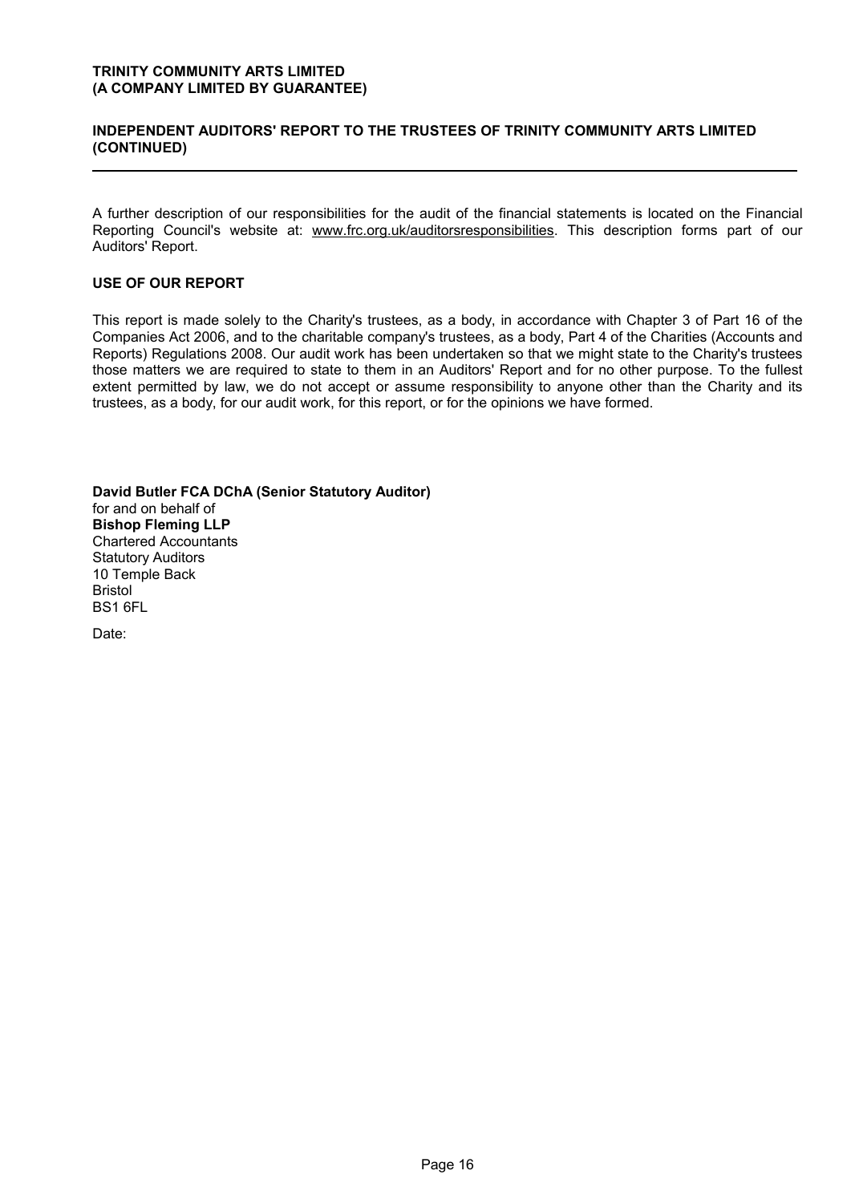## INDEPENDENT AUDITORS' REPORT TO THE TRUSTEES OF TRINITY COMMUNITY ARTS LIMITED (CONTINUED)

A further description of our responsibilities for the audit of the financial statements is located on the Financial Reporting Council's website at: www.frc.org.uk/auditorsresponsibilities. This description forms part of our Auditors' Report.

### USE OF OUR REPORT

This report is made solely to the Charity's trustees, as a body, in accordance with Chapter 3 of Part 16 of the Companies Act 2006, and to the charitable company's trustees, as a body, Part 4 of the Charities (Accounts and Reports) Regulations 2008. Our audit work has been undertaken so that we might state to the Charity's trustees those matters we are required to state to them in an Auditors' Report and for no other purpose. To the fullest extent permitted by law, we do not accept or assume responsibility to anyone other than the Charity and its trustees, as a body, for our audit work, for this report, or for the opinions we have formed.

**David Butler FCA DChA (Senior Statutory Auditor)**
for and on behalf of
**Bishop Fleming LLP**
Chartered Accountants
Statutory Auditors
10 Temple Back
Bristol
BS1 6FL

Date: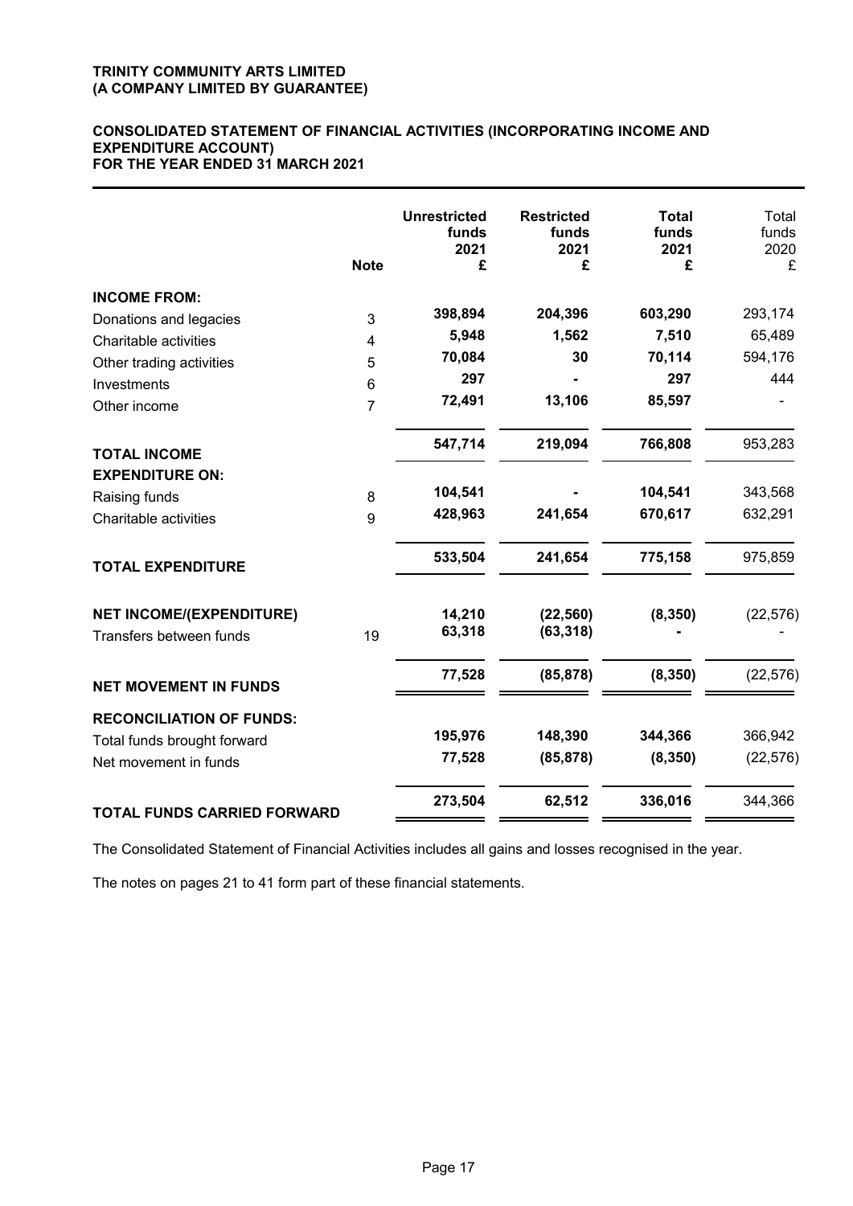**TRINITY COMMUNITY ARTS LIMITED**
**(A COMPANY LIMITED BY GUARANTEE)**

# CONSOLIDATED STATEMENT OF FINANCIAL ACTIVITIES (INCORPORATING INCOME AND EXPENDITURE ACCOUNT)
## FOR THE YEAR ENDED 31 MARCH 2021

| | Note | Unrestricted funds 2021 £ | Restricted funds 2021 £ | Total funds 2021 £ | Total funds 2020 £ |
|---|---|---|---|---|---|
| **INCOME FROM:** | | | | | |
| Donations and legacies | 3 | **398,894** | **204,396** | **603,290** | 293,174 |
| Charitable activities | 4 | **5,948** | **1,562** | **7,510** | 65,489 |
| Other trading activities | 5 | **70,084** | **30** | **70,114** | 594,176 |
| Investments | 6 | **297** | **-** | **297** | 444 |
| Other income | 7 | **72,491** | **13,106** | **85,597** | - |
| **TOTAL INCOME** | | **547,714** | **219,094** | **766,808** | 953,283 |
| **EXPENDITURE ON:** | | | | | |
| Raising funds | 8 | **104,541** | **-** | **104,541** | 343,568 |
| Charitable activities | 9 | **428,963** | **241,654** | **670,617** | 632,291 |
| **TOTAL EXPENDITURE** | | **533,504** | **241,654** | **775,158** | 975,859 |
| **NET INCOME/(EXPENDITURE)** | | **14,210** | **(22,560)** | **(8,350)** | (22,576) |
| Transfers between funds | 19 | **63,318** | **(63,318)** | **-** | - |
| **NET MOVEMENT IN FUNDS** | | **77,528** | **(85,878)** | **(8,350)** | (22,576) |
| **RECONCILIATION OF FUNDS:** | | | | | |
| Total funds brought forward | | **195,976** | **148,390** | **344,366** | 366,942 |
| Net movement in funds | | **77,528** | **(85,878)** | **(8,350)** | (22,576) |
| **TOTAL FUNDS CARRIED FORWARD** | | **273,504** | **62,512** | **336,016** | 344,366 |

The Consolidated Statement of Financial Activities includes all gains and losses recognised in the year.

The notes on pages 21 to 41 form part of these financial statements.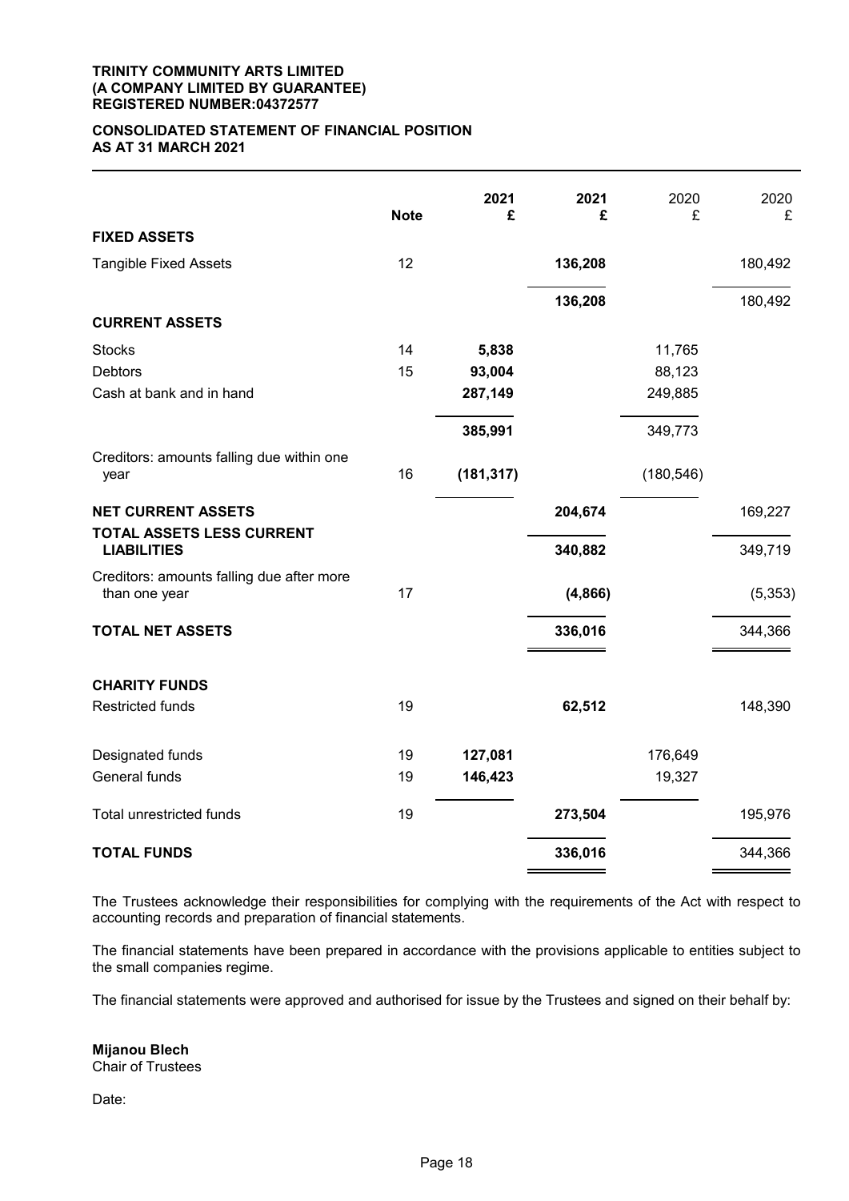**TRINITY COMMUNITY ARTS LIMITED**
**(A COMPANY LIMITED BY GUARANTEE)**
**REGISTERED NUMBER:04372577**

## CONSOLIDATED STATEMENT OF FINANCIAL POSITION AS AT 31 MARCH 2021

| | Note | 2021 £ | 2021 £ | 2020 £ | 2020 £ |
|---|---|---|---|---|---|
| **FIXED ASSETS** | | | | | |
| Tangible Fixed Assets | 12 | | **136,208** | | 180,492 |
| | | | **136,208** | | 180,492 |
| **CURRENT ASSETS** | | | | | |
| Stocks | 14 | **5,838** | | 11,765 | |
| Debtors | 15 | **93,004** | | 88,123 | |
| Cash at bank and in hand | | **287,149** | | 249,885 | |
| | | **385,991** | | 349,773 | |
| Creditors: amounts falling due within one year | 16 | **(181,317)** | | (180,546) | |
| **NET CURRENT ASSETS** | | | **204,674** | | 169,227 |
| **TOTAL ASSETS LESS CURRENT LIABILITIES** | | | **340,882** | | 349,719 |
| Creditors: amounts falling due after more than one year | 17 | | **(4,866)** | | (5,353) |
| **TOTAL NET ASSETS** | | | **336,016** | | 344,366 |
| **CHARITY FUNDS** | | | | | |
| Restricted funds | 19 | | **62,512** | | 148,390 |
| Designated funds | 19 | **127,081** | | 176,649 | |
| General funds | 19 | **146,423** | | 19,327 | |
| Total unrestricted funds | 19 | | **273,504** | | 195,976 |
| **TOTAL FUNDS** | | | **336,016** | | 344,366 |

The Trustees acknowledge their responsibilities for complying with the requirements of the Act with respect to accounting records and preparation of financial statements.

The financial statements have been prepared in accordance with the provisions applicable to entities subject to the small companies regime.

The financial statements were approved and authorised for issue by the Trustees and signed on their behalf by:

**Mijanou Blech**
Chair of Trustees

Date: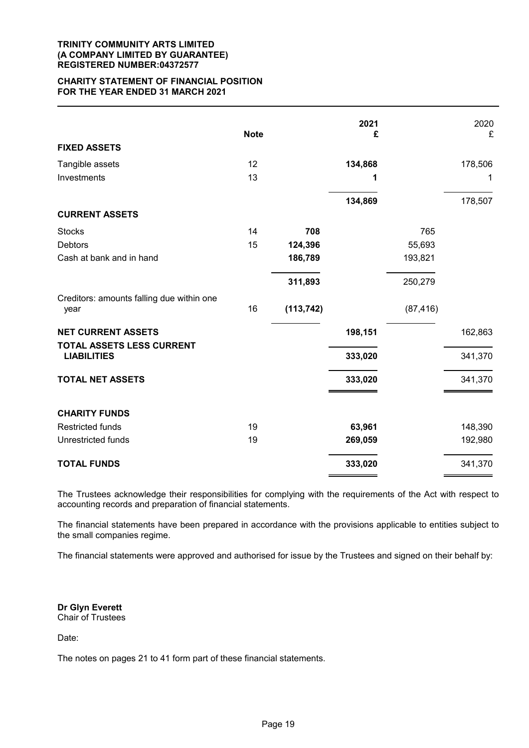**TRINITY COMMUNITY ARTS LIMITED**
**(A COMPANY LIMITED BY GUARANTEE)**
**REGISTERED NUMBER:04372577**

# CHARITY STATEMENT OF FINANCIAL POSITION
## FOR THE YEAR ENDED 31 MARCH 2021

| | Note | | 2021 £ | | 2020 £ |
|---|---|---|---|---|---|
| **FIXED ASSETS** | | | | | |
| Tangible assets | 12 | | **134,868** | | 178,506 |
| Investments | 13 | | **1** | | 1 |
| | | | **134,869** | | 178,507 |
| **CURRENT ASSETS** | | | | | |
| Stocks | 14 | **708** | | 765 | |
| Debtors | 15 | **124,396** | | 55,693 | |
| Cash at bank and in hand | | **186,789** | | 193,821 | |
| | | **311,893** | | 250,279 | |
| Creditors: amounts falling due within one year | 16 | **(113,742)** | | (87,416) | |
| **NET CURRENT ASSETS** | | | **198,151** | | 162,863 |
| **TOTAL ASSETS LESS CURRENT LIABILITIES** | | | **333,020** | | 341,370 |
| **TOTAL NET ASSETS** | | | **333,020** | | 341,370 |
| **CHARITY FUNDS** | | | | | |
| Restricted funds | 19 | | **63,961** | | 148,390 |
| Unrestricted funds | 19 | | **269,059** | | 192,980 |
| **TOTAL FUNDS** | | | **333,020** | | 341,370 |

The Trustees acknowledge their responsibilities for complying with the requirements of the Act with respect to accounting records and preparation of financial statements.

The financial statements have been prepared in accordance with the provisions applicable to entities subject to the small companies regime.

The financial statements were approved and authorised for issue by the Trustees and signed on their behalf by:

**Dr Glyn Everett**
Chair of Trustees

Date:

The notes on pages 21 to 41 form part of these financial statements.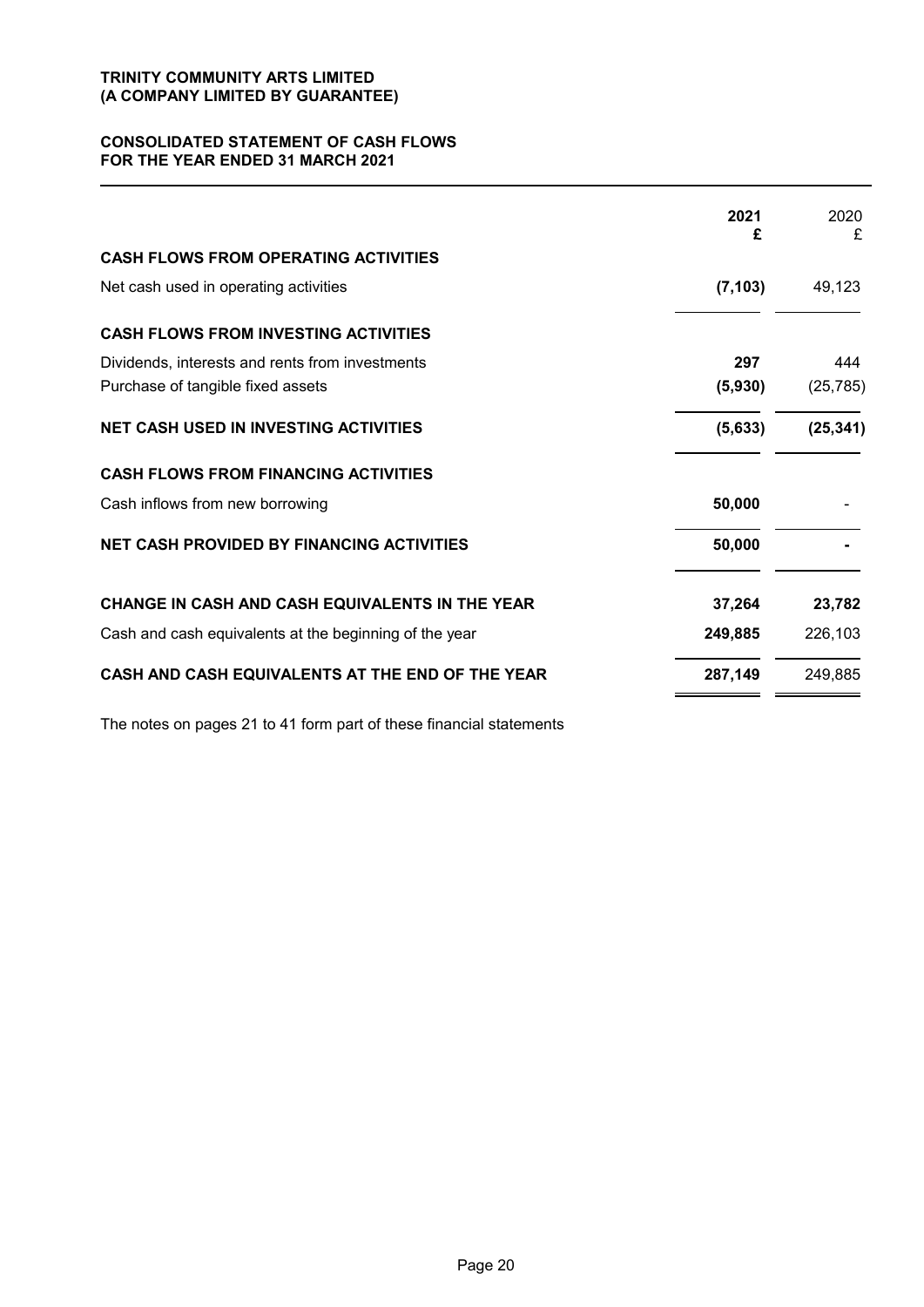**TRINITY COMMUNITY ARTS LIMITED**
**(A COMPANY LIMITED BY GUARANTEE)**

## CONSOLIDATED STATEMENT OF CASH FLOWS
## FOR THE YEAR ENDED 31 MARCH 2021

| | 2021 £ | 2020 £ |
|---|---|---|
| **CASH FLOWS FROM OPERATING ACTIVITIES** | | |
| Net cash used in operating activities | **(7,103)** | 49,123 |
| **CASH FLOWS FROM INVESTING ACTIVITIES** | | |
| Dividends, interests and rents from investments | **297** | 444 |
| Purchase of tangible fixed assets | **(5,930)** | (25,785) |
| **NET CASH USED IN INVESTING ACTIVITIES** | **(5,633)** | **(25,341)** |
| **CASH FLOWS FROM FINANCING ACTIVITIES** | | |
| Cash inflows from new borrowing | **50,000** | - |
| **NET CASH PROVIDED BY FINANCING ACTIVITIES** | **50,000** | **-** |
| **CHANGE IN CASH AND CASH EQUIVALENTS IN THE YEAR** | **37,264** | **23,782** |
| Cash and cash equivalents at the beginning of the year | **249,885** | 226,103 |
| **CASH AND CASH EQUIVALENTS AT THE END OF THE YEAR** | **287,149** | 249,885 |

The notes on pages 21 to 41 form part of these financial statements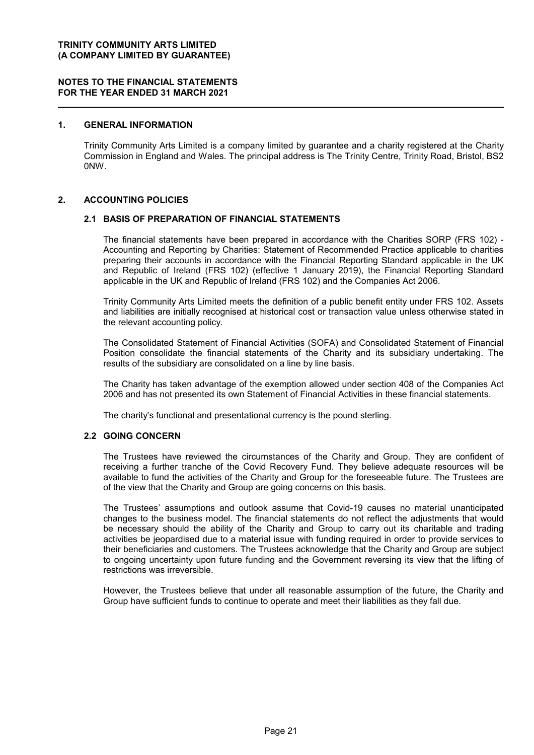**TRINITY COMMUNITY ARTS LIMITED**
**(A COMPANY LIMITED BY GUARANTEE)**

**NOTES TO THE FINANCIAL STATEMENTS**
**FOR THE YEAR ENDED 31 MARCH 2021**

## 1. GENERAL INFORMATION

Trinity Community Arts Limited is a company limited by guarantee and a charity registered at the Charity Commission in England and Wales. The principal address is The Trinity Centre, Trinity Road, Bristol, BS2 0NW.

## 2. ACCOUNTING POLICIES

### 2.1 BASIS OF PREPARATION OF FINANCIAL STATEMENTS

The financial statements have been prepared in accordance with the Charities SORP (FRS 102) - Accounting and Reporting by Charities: Statement of Recommended Practice applicable to charities preparing their accounts in accordance with the Financial Reporting Standard applicable in the UK and Republic of Ireland (FRS 102) (effective 1 January 2019), the Financial Reporting Standard applicable in the UK and Republic of Ireland (FRS 102) and the Companies Act 2006.

Trinity Community Arts Limited meets the definition of a public benefit entity under FRS 102. Assets and liabilities are initially recognised at historical cost or transaction value unless otherwise stated in the relevant accounting policy.

The Consolidated Statement of Financial Activities (SOFA) and Consolidated Statement of Financial Position consolidate the financial statements of the Charity and its subsidiary undertaking. The results of the subsidiary are consolidated on a line by line basis.

The Charity has taken advantage of the exemption allowed under section 408 of the Companies Act 2006 and has not presented its own Statement of Financial Activities in these financial statements.

The charity's functional and presentational currency is the pound sterling.

### 2.2 GOING CONCERN

The Trustees have reviewed the circumstances of the Charity and Group. They are confident of receiving a further tranche of the Covid Recovery Fund. They believe adequate resources will be available to fund the activities of the Charity and Group for the foreseeable future. The Trustees are of the view that the Charity and Group are going concerns on this basis.

The Trustees' assumptions and outlook assume that Covid-19 causes no material unanticipated changes to the business model. The financial statements do not reflect the adjustments that would be necessary should the ability of the Charity and Group to carry out its charitable and trading activities be jeopardised due to a material issue with funding required in order to provide services to their beneficiaries and customers. The Trustees acknowledge that the Charity and Group are subject to ongoing uncertainty upon future funding and the Government reversing its view that the lifting of restrictions was irreversible.

However, the Trustees believe that under all reasonable assumption of the future, the Charity and Group have sufficient funds to continue to operate and meet their liabilities as they fall due.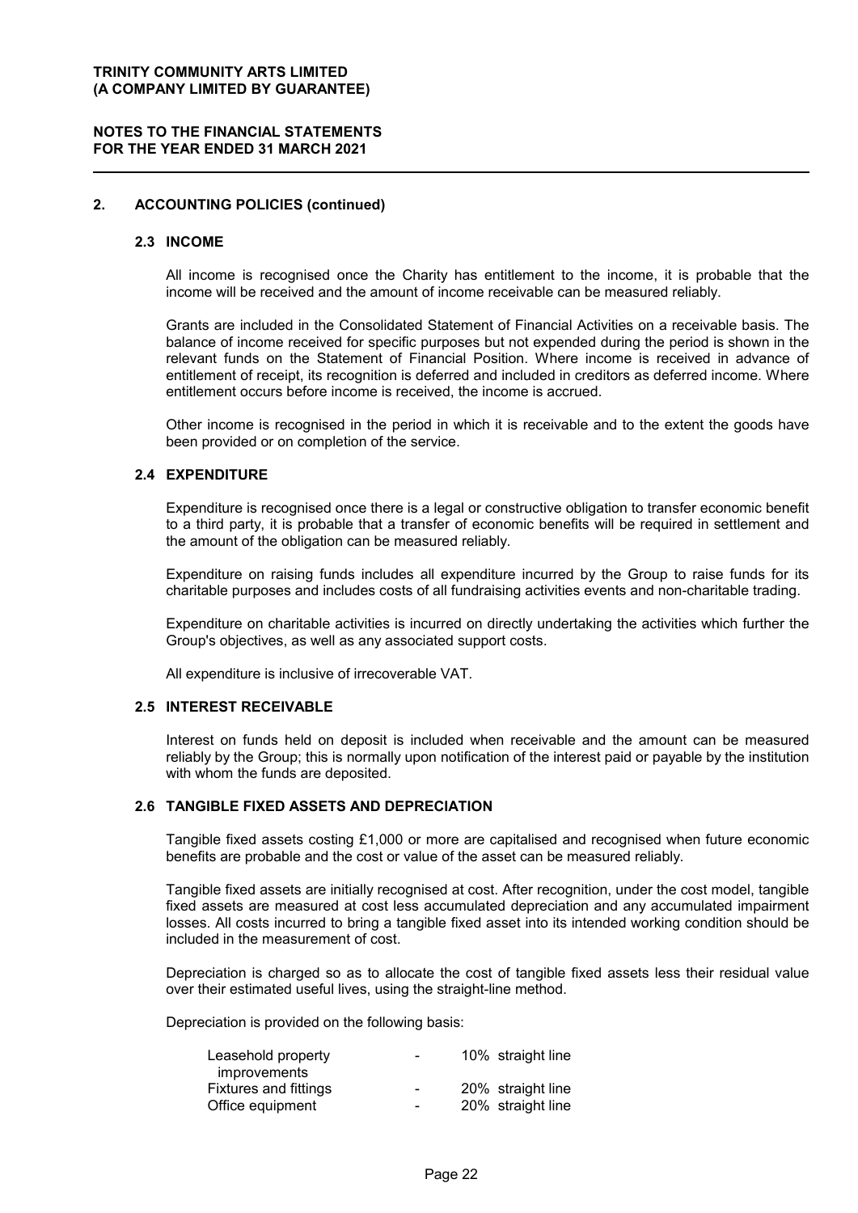**TRINITY COMMUNITY ARTS LIMITED**
**(A COMPANY LIMITED BY GUARANTEE)**

**NOTES TO THE FINANCIAL STATEMENTS**
**FOR THE YEAR ENDED 31 MARCH 2021**

## 2. ACCOUNTING POLICIES (continued)

### 2.3 INCOME

All income is recognised once the Charity has entitlement to the income, it is probable that the income will be received and the amount of income receivable can be measured reliably.

Grants are included in the Consolidated Statement of Financial Activities on a receivable basis. The balance of income received for specific purposes but not expended during the period is shown in the relevant funds on the Statement of Financial Position. Where income is received in advance of entitlement of receipt, its recognition is deferred and included in creditors as deferred income. Where entitlement occurs before income is received, the income is accrued.

Other income is recognised in the period in which it is receivable and to the extent the goods have been provided or on completion of the service.

### 2.4 EXPENDITURE

Expenditure is recognised once there is a legal or constructive obligation to transfer economic benefit to a third party, it is probable that a transfer of economic benefits will be required in settlement and the amount of the obligation can be measured reliably.

Expenditure on raising funds includes all expenditure incurred by the Group to raise funds for its charitable purposes and includes costs of all fundraising activities events and non-charitable trading.

Expenditure on charitable activities is incurred on directly undertaking the activities which further the Group's objectives, as well as any associated support costs.

All expenditure is inclusive of irrecoverable VAT.

### 2.5 INTEREST RECEIVABLE

Interest on funds held on deposit is included when receivable and the amount can be measured reliably by the Group; this is normally upon notification of the interest paid or payable by the institution with whom the funds are deposited.

### 2.6 TANGIBLE FIXED ASSETS AND DEPRECIATION

Tangible fixed assets costing £1,000 or more are capitalised and recognised when future economic benefits are probable and the cost or value of the asset can be measured reliably.

Tangible fixed assets are initially recognised at cost. After recognition, under the cost model, tangible fixed assets are measured at cost less accumulated depreciation and any accumulated impairment losses. All costs incurred to bring a tangible fixed asset into its intended working condition should be included in the measurement of cost.

Depreciation is charged so as to allocate the cost of tangible fixed assets less their residual value over their estimated useful lives, using the straight-line method.

Depreciation is provided on the following basis:

| | | |
|---|---|---|
| Leasehold property improvements | - | 10% straight line |
| Fixtures and fittings | - | 20% straight line |
| Office equipment | - | 20% straight line |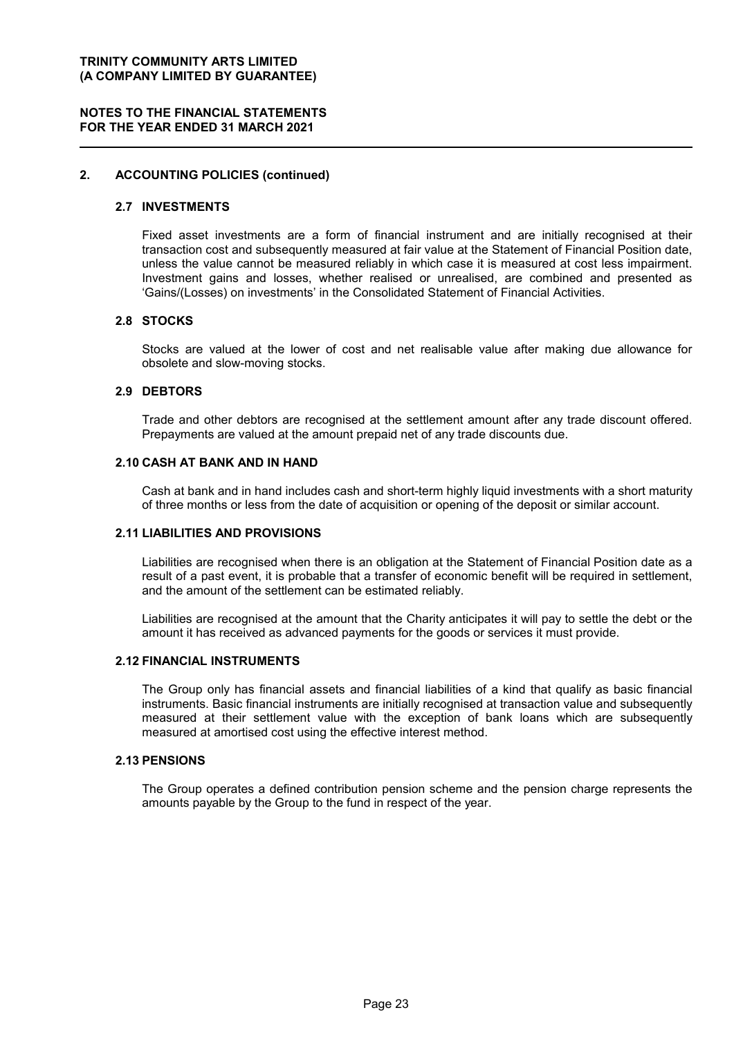## 2. ACCOUNTING POLICIES (continued)

### 2.7 INVESTMENTS

Fixed asset investments are a form of financial instrument and are initially recognised at their transaction cost and subsequently measured at fair value at the Statement of Financial Position date, unless the value cannot be measured reliably in which case it is measured at cost less impairment. Investment gains and losses, whether realised or unrealised, are combined and presented as 'Gains/(Losses) on investments' in the Consolidated Statement of Financial Activities.

### 2.8 STOCKS

Stocks are valued at the lower of cost and net realisable value after making due allowance for obsolete and slow-moving stocks.

### 2.9 DEBTORS

Trade and other debtors are recognised at the settlement amount after any trade discount offered. Prepayments are valued at the amount prepaid net of any trade discounts due.

### 2.10 CASH AT BANK AND IN HAND

Cash at bank and in hand includes cash and short-term highly liquid investments with a short maturity of three months or less from the date of acquisition or opening of the deposit or similar account.

### 2.11 LIABILITIES AND PROVISIONS

Liabilities are recognised when there is an obligation at the Statement of Financial Position date as a result of a past event, it is probable that a transfer of economic benefit will be required in settlement, and the amount of the settlement can be estimated reliably.

Liabilities are recognised at the amount that the Charity anticipates it will pay to settle the debt or the amount it has received as advanced payments for the goods or services it must provide.

### 2.12 FINANCIAL INSTRUMENTS

The Group only has financial assets and financial liabilities of a kind that qualify as basic financial instruments. Basic financial instruments are initially recognised at transaction value and subsequently measured at their settlement value with the exception of bank loans which are subsequently measured at amortised cost using the effective interest method.

### 2.13 PENSIONS

The Group operates a defined contribution pension scheme and the pension charge represents the amounts payable by the Group to the fund in respect of the year.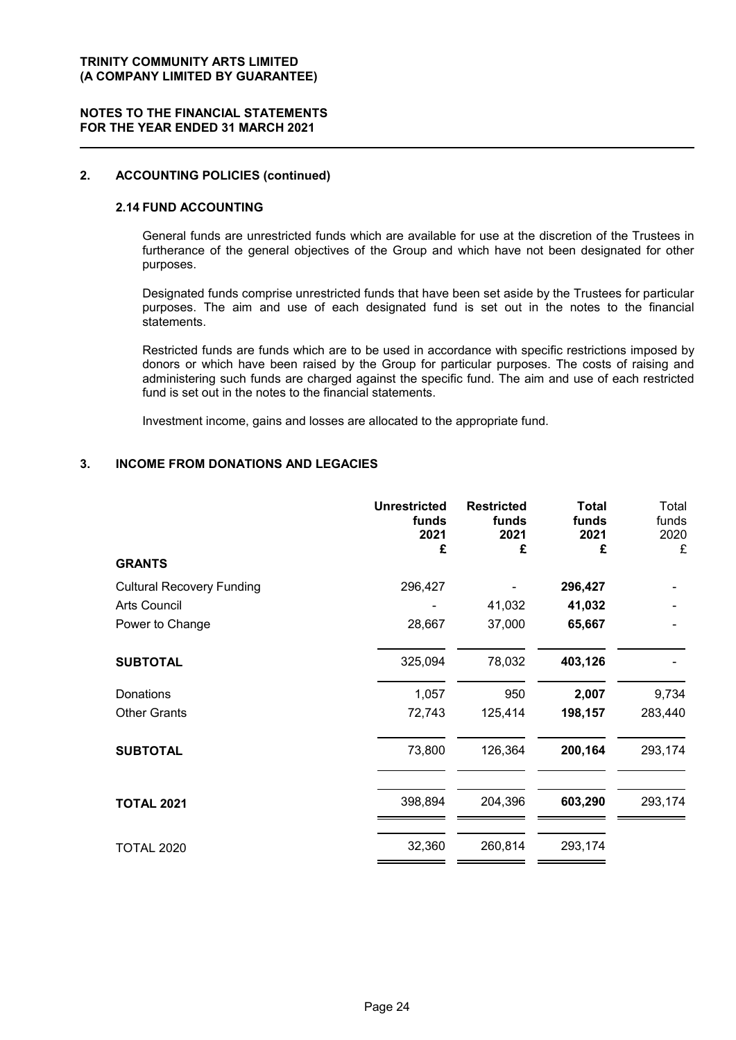**TRINITY COMMUNITY ARTS LIMITED**
**(A COMPANY LIMITED BY GUARANTEE)**

**NOTES TO THE FINANCIAL STATEMENTS**
**FOR THE YEAR ENDED 31 MARCH 2021**

## 2. ACCOUNTING POLICIES (continued)

### 2.14 FUND ACCOUNTING

General funds are unrestricted funds which are available for use at the discretion of the Trustees in furtherance of the general objectives of the Group and which have not been designated for other purposes.

Designated funds comprise unrestricted funds that have been set aside by the Trustees for particular purposes. The aim and use of each designated fund is set out in the notes to the financial statements.

Restricted funds are funds which are to be used in accordance with specific restrictions imposed by donors or which have been raised by the Group for particular purposes. The costs of raising and administering such funds are charged against the specific fund. The aim and use of each restricted fund is set out in the notes to the financial statements.

Investment income, gains and losses are allocated to the appropriate fund.

## 3. INCOME FROM DONATIONS AND LEGACIES

| | Unrestricted funds 2021 £ | Restricted funds 2021 £ | Total funds 2021 £ | Total funds 2020 £ |
|---|---|---|---|---|
| **GRANTS** | | | | |
| Cultural Recovery Funding | 296,427 | - | **296,427** | - |
| Arts Council | - | 41,032 | **41,032** | - |
| Power to Change | 28,667 | 37,000 | **65,667** | - |
| **SUBTOTAL** | 325,094 | 78,032 | **403,126** | - |
| Donations | 1,057 | 950 | **2,007** | 9,734 |
| Other Grants | 72,743 | 125,414 | **198,157** | 283,440 |
| **SUBTOTAL** | 73,800 | 126,364 | **200,164** | 293,174 |
| **TOTAL 2021** | 398,894 | 204,396 | **603,290** | 293,174 |
| TOTAL 2020 | 32,360 | 260,814 | 293,174 | |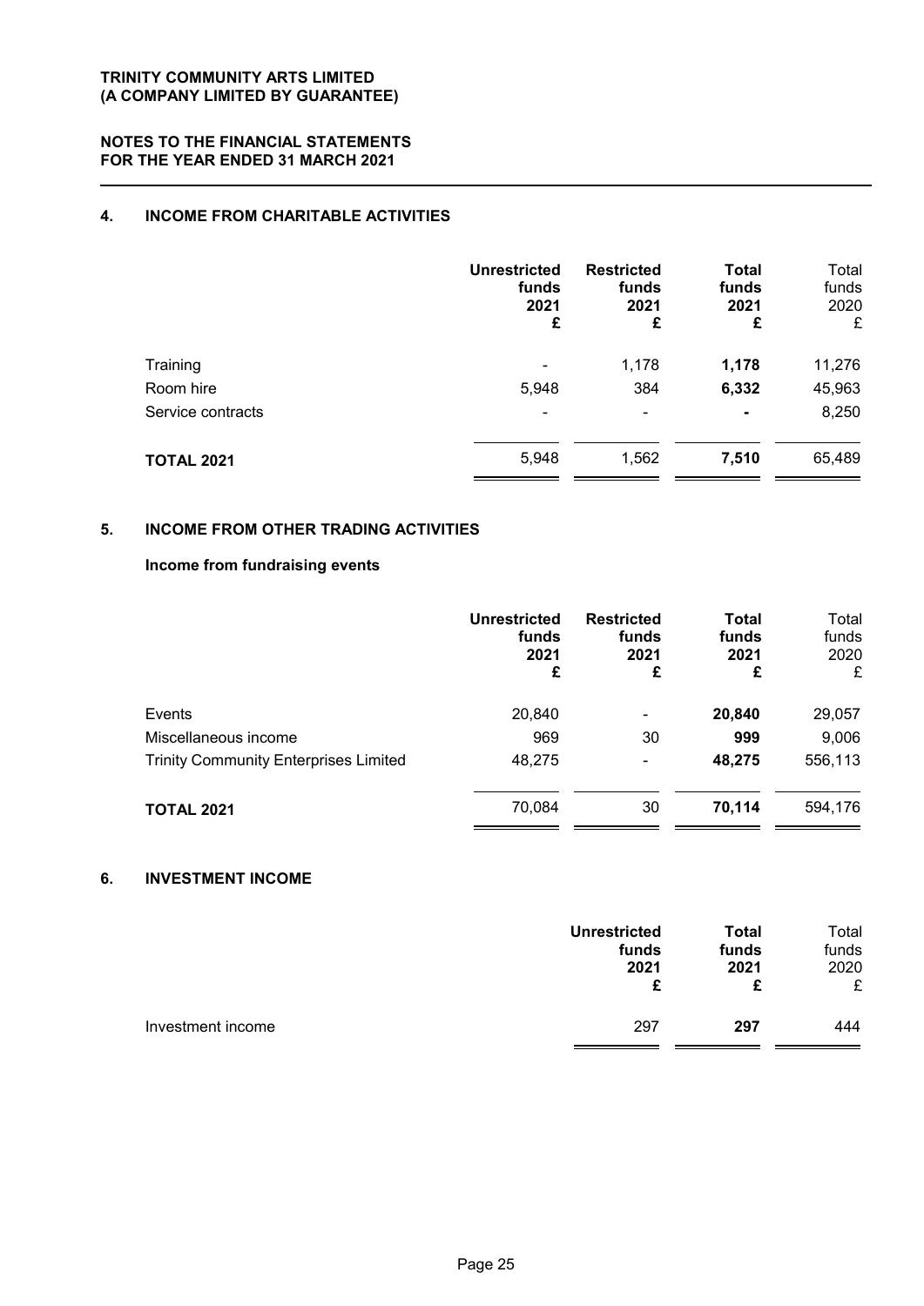## 4. INCOME FROM CHARITABLE ACTIVITIES

| | Unrestricted funds 2021 £ | Restricted funds 2021 £ | Total funds 2021 £ | Total funds 2020 £ |
|---|---|---|---|---|
| Training | - | 1,178 | **1,178** | 11,276 |
| Room hire | 5,948 | 384 | **6,332** | 45,963 |
| Service contracts | - | - | **-** | 8,250 |
| **TOTAL 2021** | 5,948 | 1,562 | **7,510** | 65,489 |

## 5. INCOME FROM OTHER TRADING ACTIVITIES

### Income from fundraising events

| | Unrestricted funds 2021 £ | Restricted funds 2021 £ | Total funds 2021 £ | Total funds 2020 £ |
|---|---|---|---|---|
| Events | 20,840 | - | **20,840** | 29,057 |
| Miscellaneous income | 969 | 30 | **999** | 9,006 |
| Trinity Community Enterprises Limited | 48,275 | - | **48,275** | 556,113 |
| **TOTAL 2021** | 70,084 | 30 | **70,114** | 594,176 |

## 6. INVESTMENT INCOME

| | Unrestricted funds 2021 £ | Total funds 2021 £ | Total funds 2020 £ |
|---|---|---|---|
| Investment income | 297 | **297** | 444 |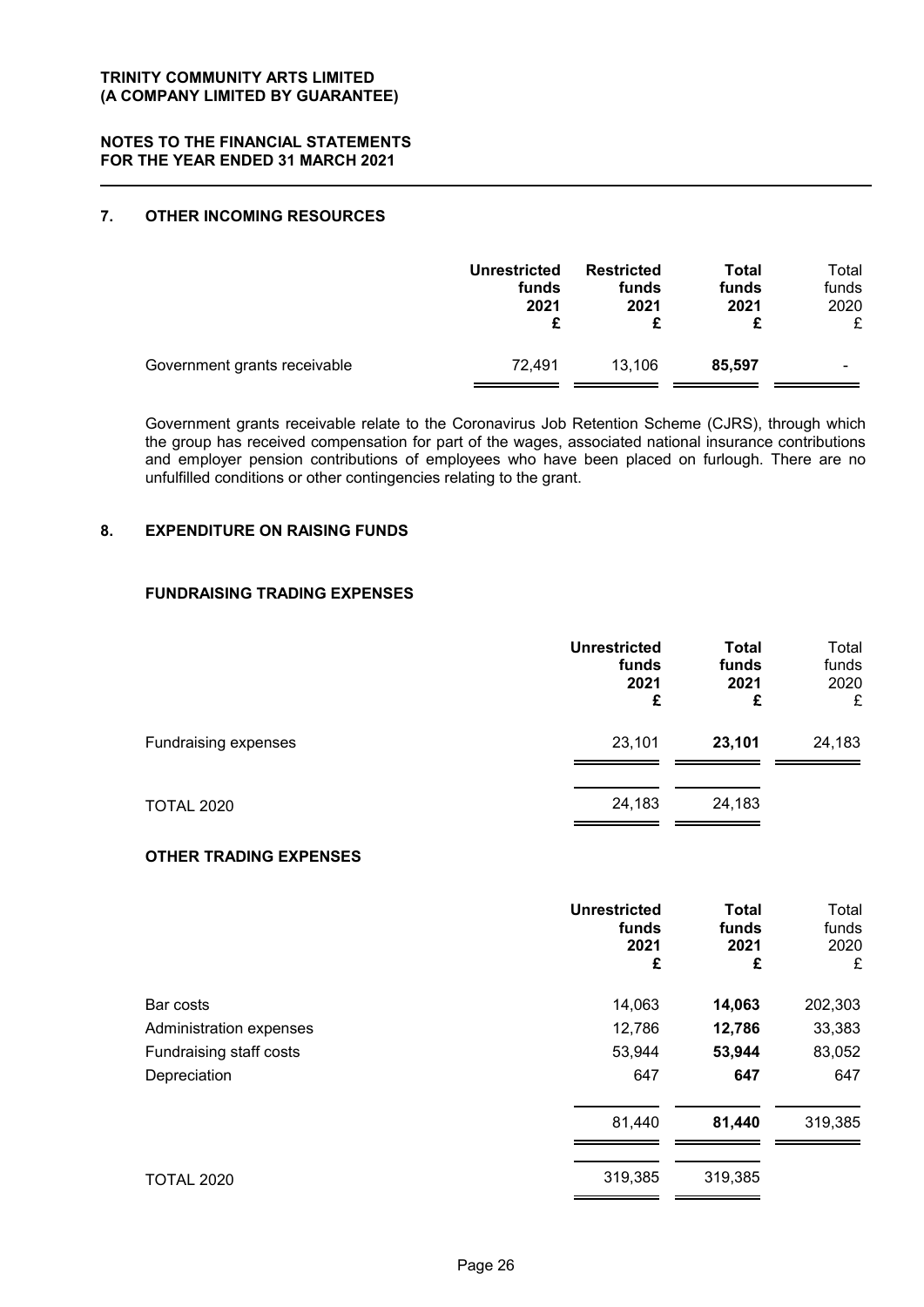# TRINITY COMMUNITY ARTS LIMITED
# (A COMPANY LIMITED BY GUARANTEE)

## NOTES TO THE FINANCIAL STATEMENTS
## FOR THE YEAR ENDED 31 MARCH 2021

### 7. OTHER INCOMING RESOURCES

| | Unrestricted funds 2021 £ | Restricted funds 2021 £ | Total funds 2021 £ | Total funds 2020 £ |
|---|---|---|---|---|
| Government grants receivable | 72,491 | 13,106 | **85,597** | - |

Government grants receivable relate to the Coronavirus Job Retention Scheme (CJRS), through which the group has received compensation for part of the wages, associated national insurance contributions and employer pension contributions of employees who have been placed on furlough. There are no unfulfilled conditions or other contingencies relating to the grant.

### 8. EXPENDITURE ON RAISING FUNDS

#### FUNDRAISING TRADING EXPENSES

| | Unrestricted funds 2021 £ | Total funds 2021 £ | Total funds 2020 £ |
|---|---|---|---|
| Fundraising expenses | 23,101 | **23,101** | 24,183 |
| TOTAL 2020 | 24,183 | 24,183 | |

#### OTHER TRADING EXPENSES

| | Unrestricted funds 2021 £ | Total funds 2021 £ | Total funds 2020 £ |
|---|---|---|---|
| Bar costs | 14,063 | **14,063** | 202,303 |
| Administration expenses | 12,786 | **12,786** | 33,383 |
| Fundraising staff costs | 53,944 | **53,944** | 83,052 |
| Depreciation | 647 | **647** | 647 |
| | 81,440 | **81,440** | 319,385 |
| TOTAL 2020 | 319,385 | 319,385 | |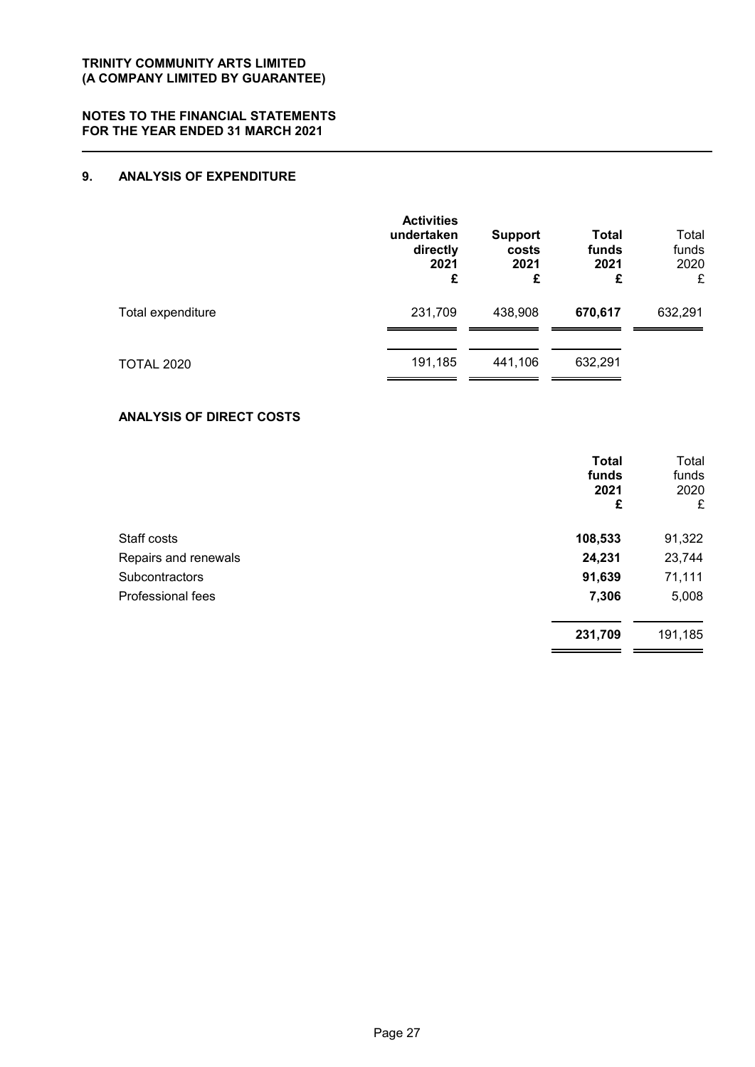**TRINITY COMMUNITY ARTS LIMITED**
**(A COMPANY LIMITED BY GUARANTEE)**

**NOTES TO THE FINANCIAL STATEMENTS**
**FOR THE YEAR ENDED 31 MARCH 2021**

## 9. ANALYSIS OF EXPENDITURE

| | **Activities undertaken directly 2021 £** | **Support costs 2021 £** | **Total funds 2021 £** | Total funds 2020 £ |
|---|---|---|---|---|
| Total expenditure | 231,709 | 438,908 | **670,617** | 632,291 |
| TOTAL 2020 | 191,185 | 441,106 | 632,291 | |

### ANALYSIS OF DIRECT COSTS

| | **Total funds 2021 £** | Total funds 2020 £ |
|---|---|---|
| Staff costs | **108,533** | 91,322 |
| Repairs and renewals | **24,231** | 23,744 |
| Subcontractors | **91,639** | 71,111 |
| Professional fees | **7,306** | 5,008 |
| | **231,709** | 191,185 |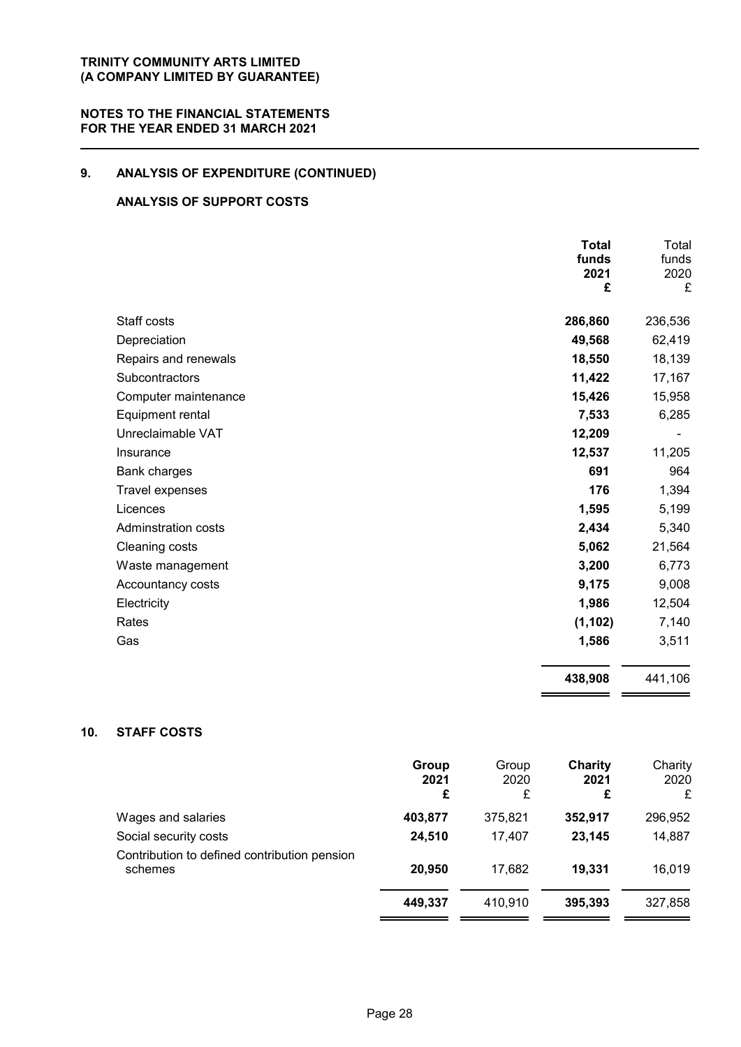## 9. ANALYSIS OF EXPENDITURE (CONTINUED)

### ANALYSIS OF SUPPORT COSTS

| | Total funds 2021 £ | Total funds 2020 £ |
|---|---|---|
| Staff costs | 286,860 | 236,536 |
| Depreciation | 49,568 | 62,419 |
| Repairs and renewals | 18,550 | 18,139 |
| Subcontractors | 11,422 | 17,167 |
| Computer maintenance | 15,426 | 15,958 |
| Equipment rental | 7,533 | 6,285 |
| Unreclaimable VAT | 12,209 | - |
| Insurance | 12,537 | 11,205 |
| Bank charges | 691 | 964 |
| Travel expenses | 176 | 1,394 |
| Licences | 1,595 | 5,199 |
| Adminstration costs | 2,434 | 5,340 |
| Cleaning costs | 5,062 | 21,564 |
| Waste management | 3,200 | 6,773 |
| Accountancy costs | 9,175 | 9,008 |
| Electricity | 1,986 | 12,504 |
| Rates | (1,102) | 7,140 |
| Gas | 1,586 | 3,511 |
| | **438,908** | 441,106 |

## 10. STAFF COSTS

| | Group 2021 £ | Group 2020 £ | Charity 2021 £ | Charity 2020 £ |
|---|---|---|---|---|
| Wages and salaries | 403,877 | 375,821 | 352,917 | 296,952 |
| Social security costs | 24,510 | 17,407 | 23,145 | 14,887 |
| Contribution to defined contribution pension schemes | 20,950 | 17,682 | 19,331 | 16,019 |
| | **449,337** | 410,910 | **395,393** | 327,858 |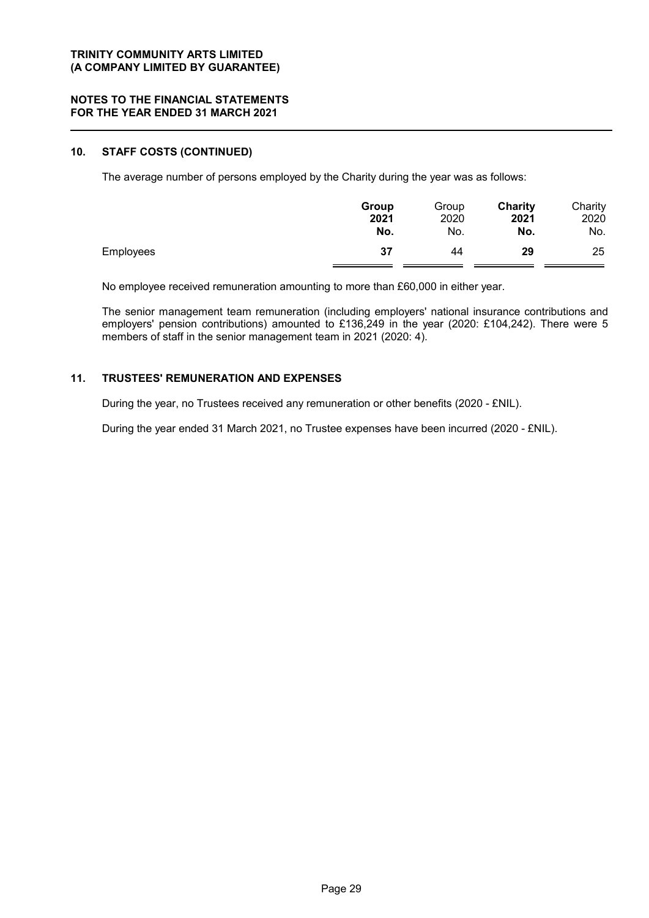**TRINITY COMMUNITY ARTS LIMITED**
**(A COMPANY LIMITED BY GUARANTEE)**

**NOTES TO THE FINANCIAL STATEMENTS**
**FOR THE YEAR ENDED 31 MARCH 2021**

## 10. STAFF COSTS (CONTINUED)

The average number of persons employed by the Charity during the year was as follows:

| | **Group 2021 No.** | Group 2020 No. | **Charity 2021 No.** | Charity 2020 No. |
|---|---|---|---|---|
| Employees | **37** | 44 | **29** | 25 |

No employee received remuneration amounting to more than £60,000 in either year.

The senior management team remuneration (including employers' national insurance contributions and employers' pension contributions) amounted to £136,249 in the year (2020: £104,242). There were 5 members of staff in the senior management team in 2021 (2020: 4).

## 11. TRUSTEES' REMUNERATION AND EXPENSES

During the year, no Trustees received any remuneration or other benefits (2020 - £NIL).

During the year ended 31 March 2021, no Trustee expenses have been incurred (2020 - £NIL).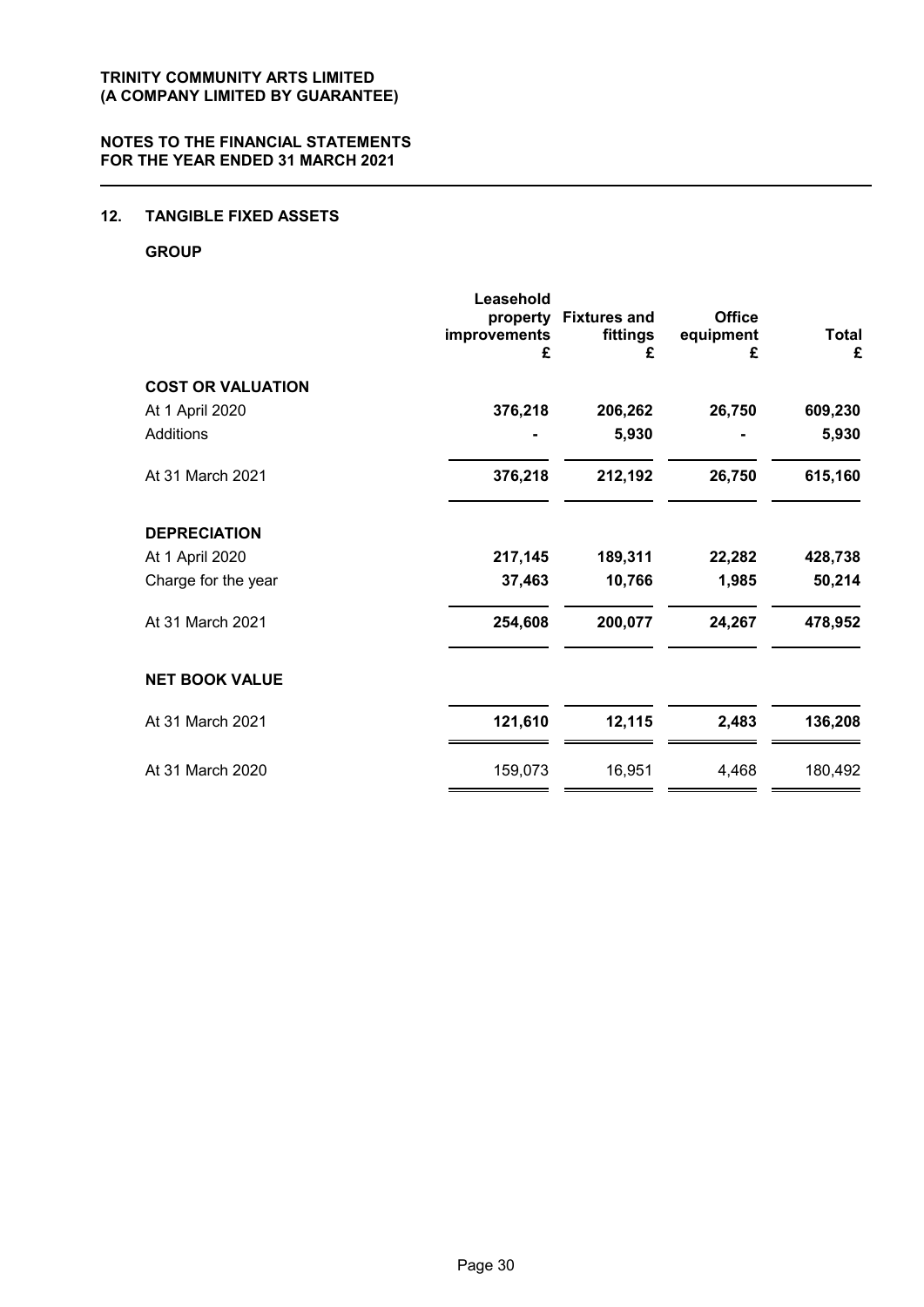**TRINITY COMMUNITY ARTS LIMITED**
**(A COMPANY LIMITED BY GUARANTEE)**

**NOTES TO THE FINANCIAL STATEMENTS**
**FOR THE YEAR ENDED 31 MARCH 2021**

## 12. TANGIBLE FIXED ASSETS

**GROUP**

| | Leasehold property improvements £ | Fixtures and fittings £ | Office equipment £ | Total £ |
|---|---|---|---|---|
| **COST OR VALUATION** | | | | |
| At 1 April 2020 | **376,218** | **206,262** | **26,750** | **609,230** |
| Additions | **-** | **5,930** | **-** | **5,930** |
| At 31 March 2021 | **376,218** | **212,192** | **26,750** | **615,160** |
| **DEPRECIATION** | | | | |
| At 1 April 2020 | **217,145** | **189,311** | **22,282** | **428,738** |
| Charge for the year | **37,463** | **10,766** | **1,985** | **50,214** |
| At 31 March 2021 | **254,608** | **200,077** | **24,267** | **478,952** |
| **NET BOOK VALUE** | | | | |
| At 31 March 2021 | **121,610** | **12,115** | **2,483** | **136,208** |
| At 31 March 2020 | 159,073 | 16,951 | 4,468 | 180,492 |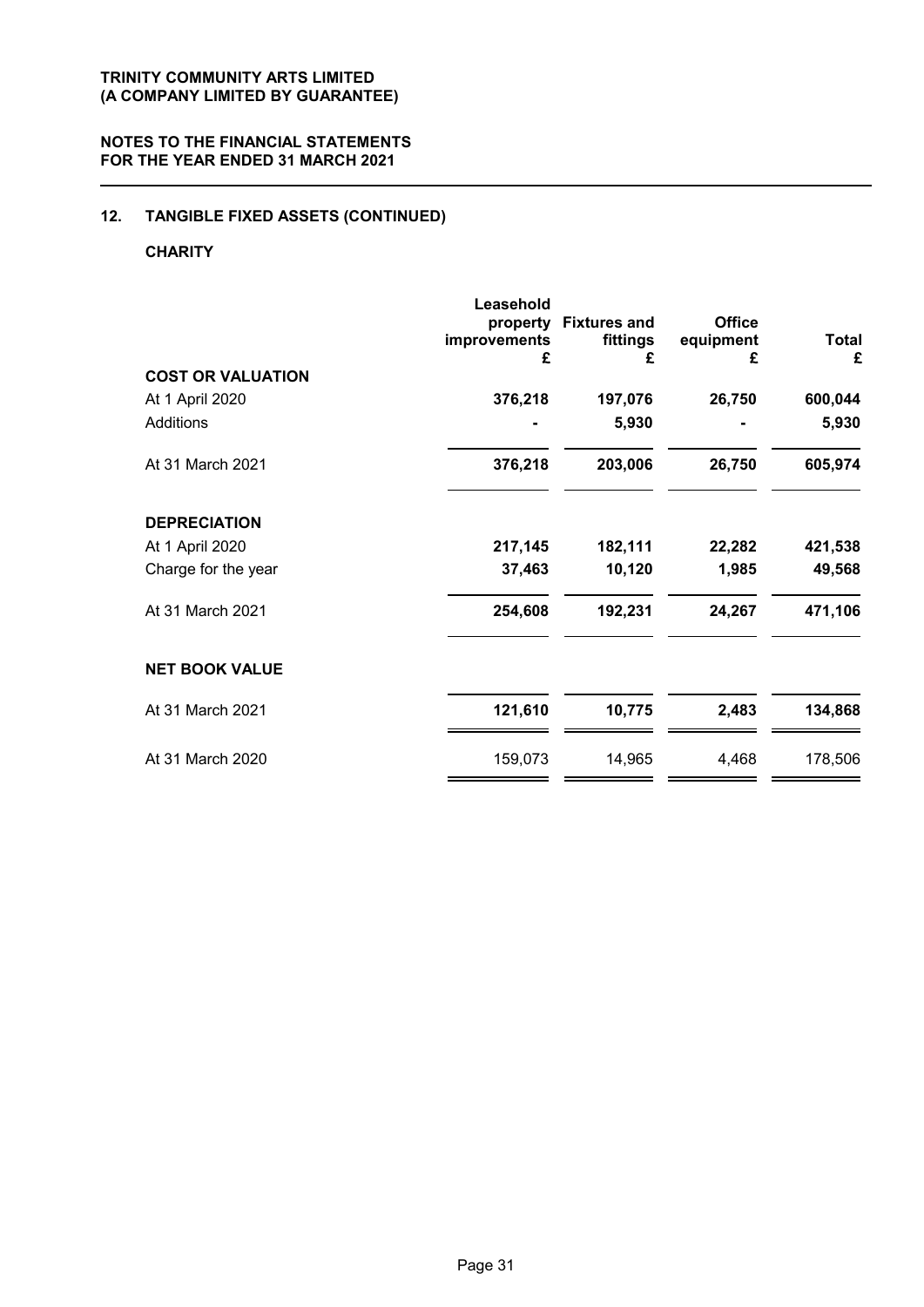**TRINITY COMMUNITY ARTS LIMITED**
**(A COMPANY LIMITED BY GUARANTEE)**

**NOTES TO THE FINANCIAL STATEMENTS**
**FOR THE YEAR ENDED 31 MARCH 2021**

## 12. TANGIBLE FIXED ASSETS (CONTINUED)

### CHARITY

| | Leasehold property improvements £ | Fixtures and fittings £ | Office equipment £ | Total £ |
|---|---|---|---|---|
| **COST OR VALUATION** | | | | |
| At 1 April 2020 | **376,218** | **197,076** | **26,750** | **600,044** |
| Additions | **-** | **5,930** | **-** | **5,930** |
| At 31 March 2021 | **376,218** | **203,006** | **26,750** | **605,974** |
| **DEPRECIATION** | | | | |
| At 1 April 2020 | **217,145** | **182,111** | **22,282** | **421,538** |
| Charge for the year | **37,463** | **10,120** | **1,985** | **49,568** |
| At 31 March 2021 | **254,608** | **192,231** | **24,267** | **471,106** |
| **NET BOOK VALUE** | | | | |
| At 31 March 2021 | **121,610** | **10,775** | **2,483** | **134,868** |
| At 31 March 2020 | 159,073 | 14,965 | 4,468 | 178,506 |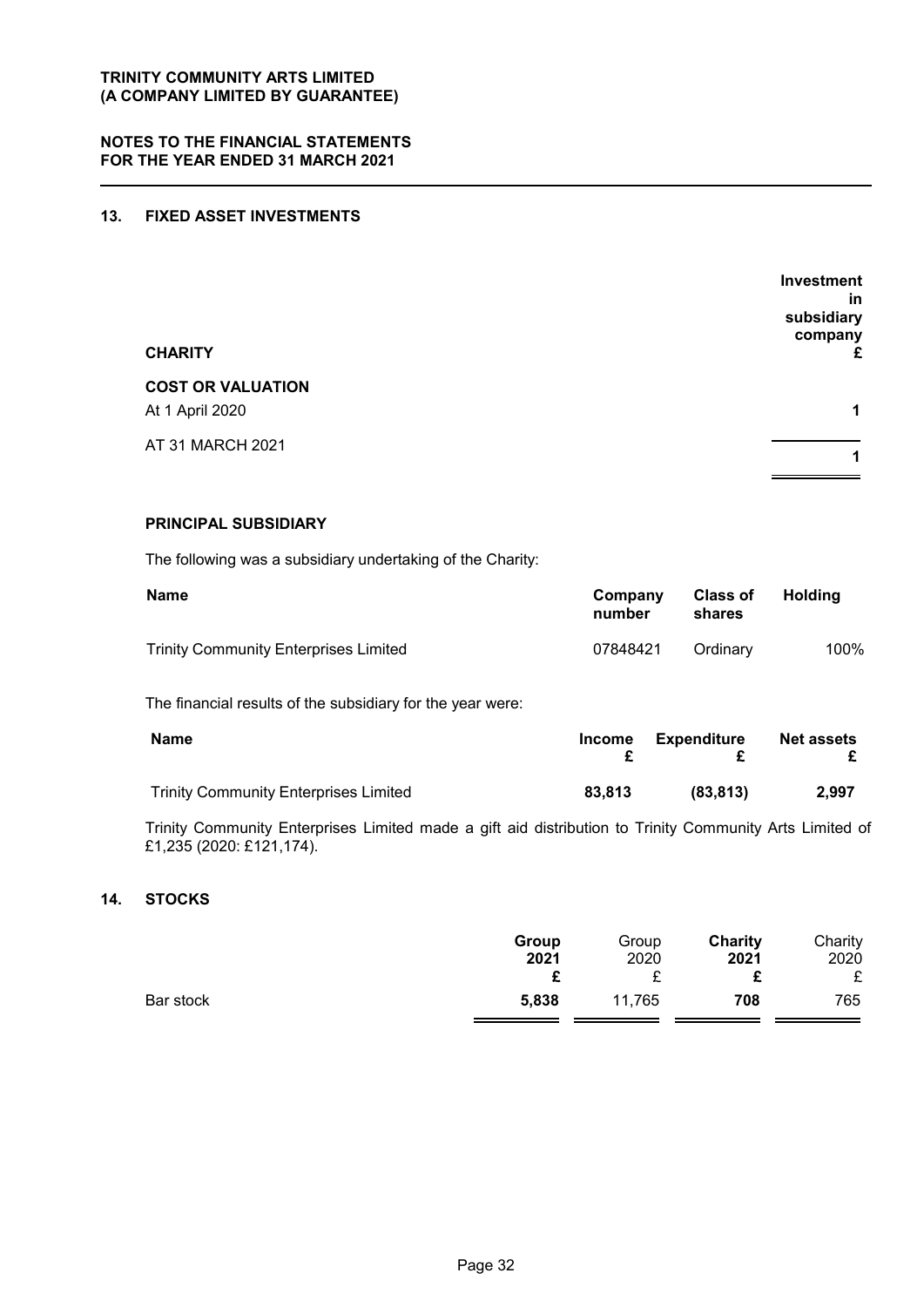**TRINITY COMMUNITY ARTS LIMITED**
**(A COMPANY LIMITED BY GUARANTEE)**

**NOTES TO THE FINANCIAL STATEMENTS**
**FOR THE YEAR ENDED 31 MARCH 2021**

## 13. FIXED ASSET INVESTMENTS

| **CHARITY** | **Investment in subsidiary company £** |
|---|---|
| **COST OR VALUATION** | |
| At 1 April 2020 | **1** |
| AT 31 MARCH 2021 | **1** |

### PRINCIPAL SUBSIDIARY

The following was a subsidiary undertaking of the Charity:

| **Name** | **Company number** | **Class of shares** | **Holding** |
|---|---|---|---|
| Trinity Community Enterprises Limited | 07848421 | Ordinary | 100% |

The financial results of the subsidiary for the year were:

| **Name** | **Income £** | **Expenditure £** | **Net assets £** |
|---|---|---|---|
| Trinity Community Enterprises Limited | **83,813** | **(83,813)** | **2,997** |

Trinity Community Enterprises Limited made a gift aid distribution to Trinity Community Arts Limited of £1,235 (2020: £121,174).

## 14. STOCKS

| | **Group 2021 £** | Group 2020 £ | **Charity 2021 £** | Charity 2020 £ |
|---|---|---|---|---|
| Bar stock | **5,838** | 11,765 | **708** | 765 |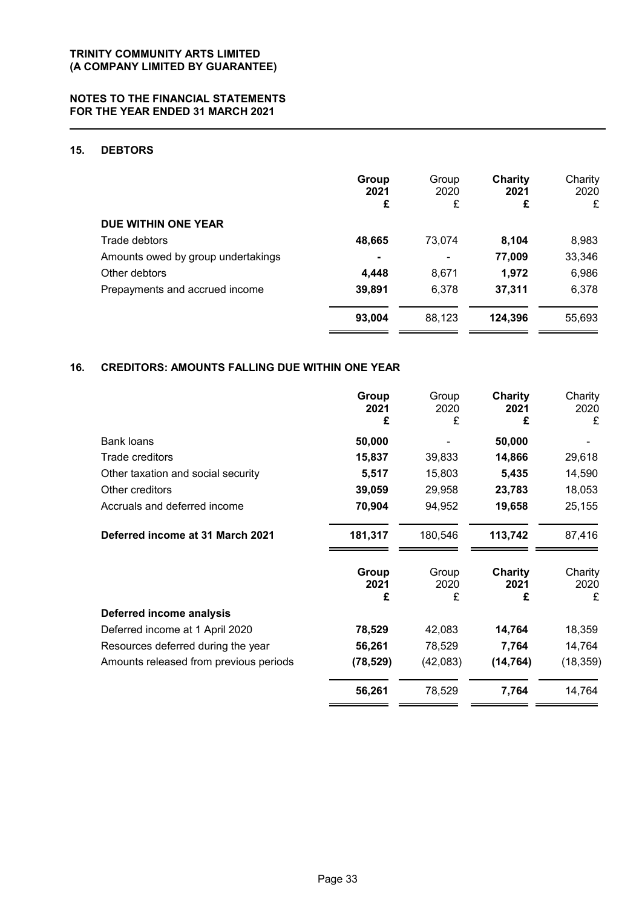**TRINITY COMMUNITY ARTS LIMITED**
**(A COMPANY LIMITED BY GUARANTEE)**

**NOTES TO THE FINANCIAL STATEMENTS**
**FOR THE YEAR ENDED 31 MARCH 2021**

## 15. DEBTORS

| | **Group 2021 £** | Group 2020 £ | **Charity 2021 £** | Charity 2020 £ |
|---|---|---|---|---|
| **DUE WITHIN ONE YEAR** | | | | |
| Trade debtors | **48,665** | 73,074 | **8,104** | 8,983 |
| Amounts owed by group undertakings | **-** | - | **77,009** | 33,346 |
| Other debtors | **4,448** | 8,671 | **1,972** | 6,986 |
| Prepayments and accrued income | **39,891** | 6,378 | **37,311** | 6,378 |
| | **93,004** | 88,123 | **124,396** | 55,693 |

## 16. CREDITORS: AMOUNTS FALLING DUE WITHIN ONE YEAR

| | **Group 2021 £** | Group 2020 £ | **Charity 2021 £** | Charity 2020 £ |
|---|---|---|---|---|
| Bank loans | **50,000** | - | **50,000** | - |
| Trade creditors | **15,837** | 39,833 | **14,866** | 29,618 |
| Other taxation and social security | **5,517** | 15,803 | **5,435** | 14,590 |
| Other creditors | **39,059** | 29,958 | **23,783** | 18,053 |
| Accruals and deferred income | **70,904** | 94,952 | **19,658** | 25,155 |
| **Deferred income at 31 March 2021** | **181,317** | 180,546 | **113,742** | 87,416 |

| | **Group 2021 £** | Group 2020 £ | **Charity 2021 £** | Charity 2020 £ |
|---|---|---|---|---|
| **Deferred income analysis** | | | | |
| Deferred income at 1 April 2020 | **78,529** | 42,083 | **14,764** | 18,359 |
| Resources deferred during the year | **56,261** | 78,529 | **7,764** | 14,764 |
| Amounts released from previous periods | **(78,529)** | (42,083) | **(14,764)** | (18,359) |
| | **56,261** | 78,529 | **7,764** | 14,764 |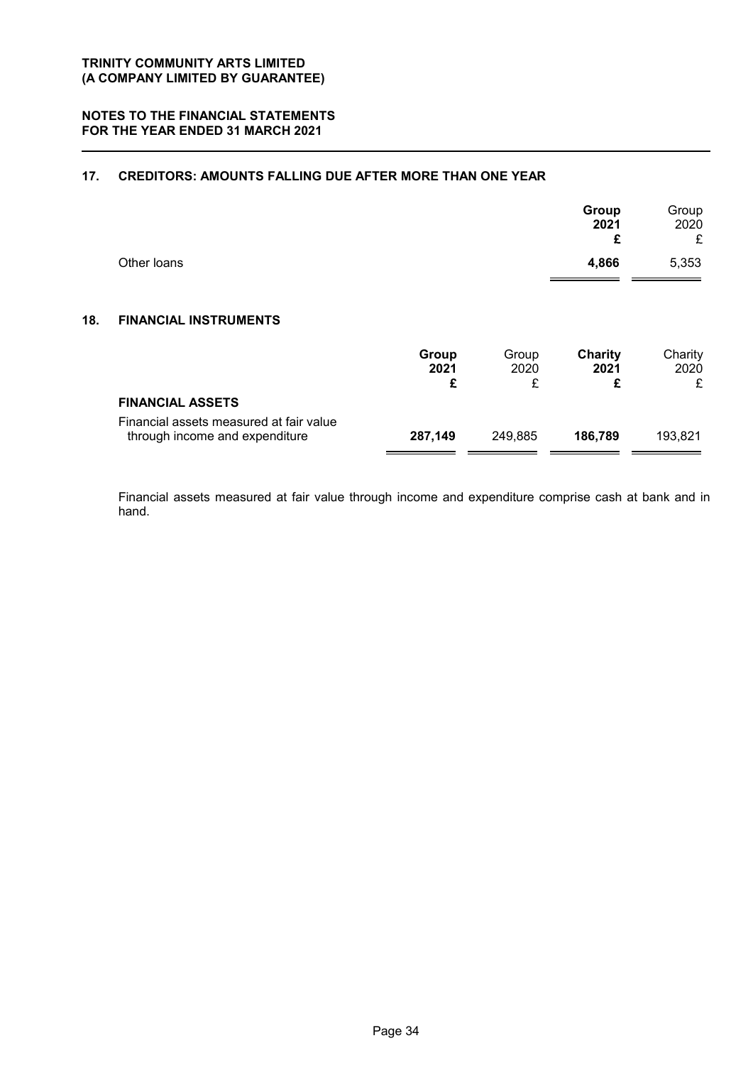TRINITY COMMUNITY ARTS LIMITED
(A COMPANY LIMITED BY GUARANTEE)

NOTES TO THE FINANCIAL STATEMENTS
FOR THE YEAR ENDED 31 MARCH 2021

## 17. CREDITORS: AMOUNTS FALLING DUE AFTER MORE THAN ONE YEAR

| | Group 2021 £ | Group 2020 £ |
|---|---|---|
| Other loans | **4,866** | 5,353 |

## 18. FINANCIAL INSTRUMENTS

| | Group 2021 £ | Group 2020 £ | Charity 2021 £ | Charity 2020 £ |
|---|---|---|---|---|
| **FINANCIAL ASSETS** | | | | |
| Financial assets measured at fair value through income and expenditure | **287,149** | 249,885 | **186,789** | 193,821 |

Financial assets measured at fair value through income and expenditure comprise cash at bank and in hand.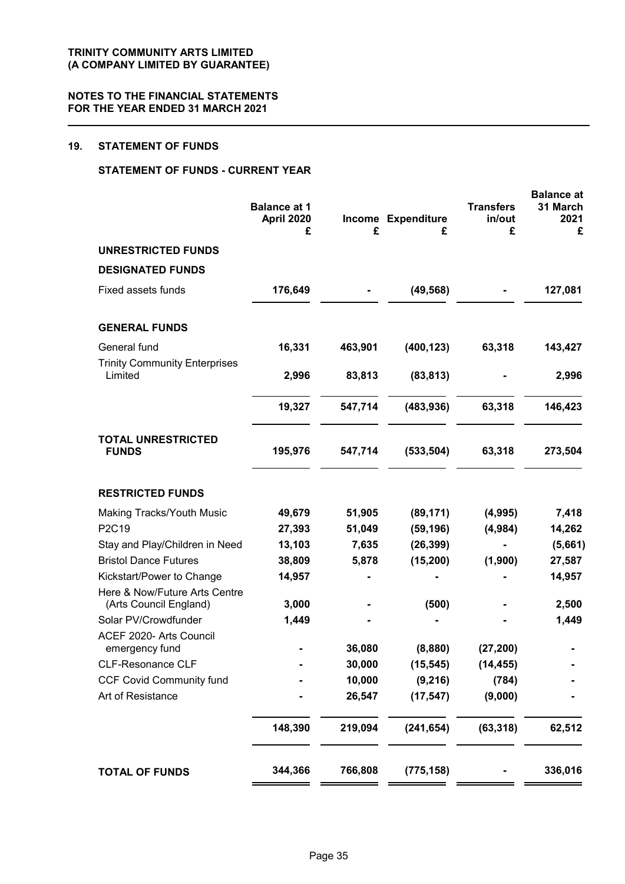**TRINITY COMMUNITY ARTS LIMITED**
**(A COMPANY LIMITED BY GUARANTEE)**

**NOTES TO THE FINANCIAL STATEMENTS**
**FOR THE YEAR ENDED 31 MARCH 2021**

## 19. STATEMENT OF FUNDS

### STATEMENT OF FUNDS - CURRENT YEAR

| | Balance at 1 April 2020 £ | Income £ | Expenditure £ | Transfers in/out £ | Balance at 31 March 2021 £ |
|---|---|---|---|---|---|
| **UNRESTRICTED FUNDS** | | | | | |
| **DESIGNATED FUNDS** | | | | | |
| Fixed assets funds | **176,649** | **-** | **(49,568)** | **-** | **127,081** |
| **GENERAL FUNDS** | | | | | |
| General fund | **16,331** | **463,901** | **(400,123)** | **63,318** | **143,427** |
| Trinity Community Enterprises Limited | **2,996** | **83,813** | **(83,813)** | **-** | **2,996** |
| | **19,327** | **547,714** | **(483,936)** | **63,318** | **146,423** |
| **TOTAL UNRESTRICTED FUNDS** | **195,976** | **547,714** | **(533,504)** | **63,318** | **273,504** |
| **RESTRICTED FUNDS** | | | | | |
| Making Tracks/Youth Music | **49,679** | **51,905** | **(89,171)** | **(4,995)** | **7,418** |
| P2C19 | **27,393** | **51,049** | **(59,196)** | **(4,984)** | **14,262** |
| Stay and Play/Children in Need | **13,103** | **7,635** | **(26,399)** | **-** | **(5,661)** |
| Bristol Dance Futures | **38,809** | **5,878** | **(15,200)** | **(1,900)** | **27,587** |
| Kickstart/Power to Change | **14,957** | **-** | **-** | **-** | **14,957** |
| Here & Now/Future Arts Centre (Arts Council England) | **3,000** | **-** | **(500)** | **-** | **2,500** |
| Solar PV/Crowdfunder | **1,449** | **-** | **-** | **-** | **1,449** |
| ACEF 2020- Arts Council emergency fund | **-** | **36,080** | **(8,880)** | **(27,200)** | **-** |
| CLF-Resonance CLF | **-** | **30,000** | **(15,545)** | **(14,455)** | **-** |
| CCF Covid Community fund | **-** | **10,000** | **(9,216)** | **(784)** | **-** |
| Art of Resistance | **-** | **26,547** | **(17,547)** | **(9,000)** | **-** |
| | **148,390** | **219,094** | **(241,654)** | **(63,318)** | **62,512** |
| **TOTAL OF FUNDS** | **344,366** | **766,808** | **(775,158)** | **-** | **336,016** |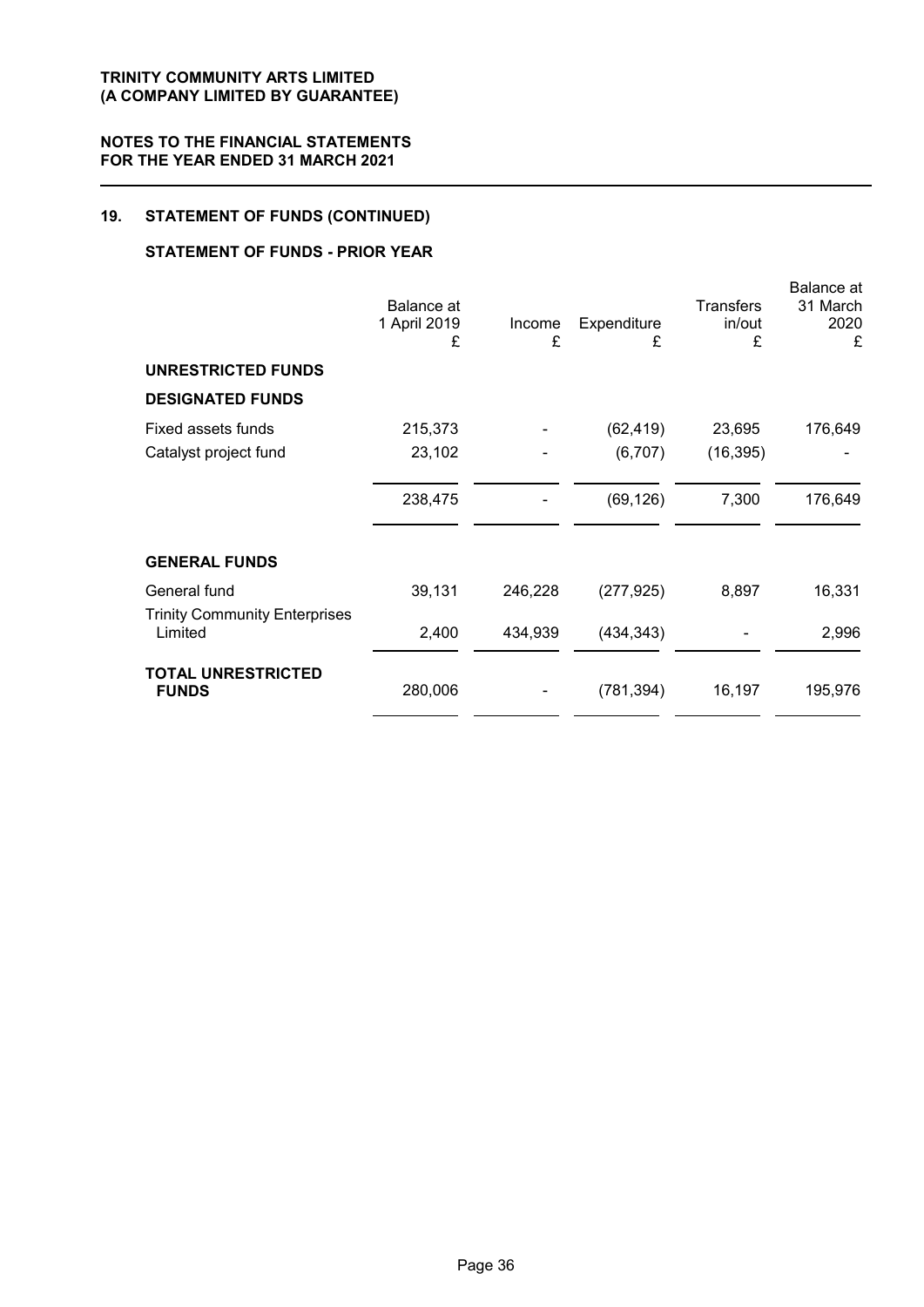**TRINITY COMMUNITY ARTS LIMITED**
**(A COMPANY LIMITED BY GUARANTEE)**

**NOTES TO THE FINANCIAL STATEMENTS**
**FOR THE YEAR ENDED 31 MARCH 2021**

## 19. STATEMENT OF FUNDS (CONTINUED)

### STATEMENT OF FUNDS - PRIOR YEAR

| | Balance at 1 April 2019 £ | Income £ | Expenditure £ | Transfers in/out £ | Balance at 31 March 2020 £ |
|---|---|---|---|---|---|
| **UNRESTRICTED FUNDS** | | | | | |
| **DESIGNATED FUNDS** | | | | | |
| Fixed assets funds | 215,373 | - | (62,419) | 23,695 | 176,649 |
| Catalyst project fund | 23,102 | - | (6,707) | (16,395) | - |
| | 238,475 | - | (69,126) | 7,300 | 176,649 |
| **GENERAL FUNDS** | | | | | |
| General fund | 39,131 | 246,228 | (277,925) | 8,897 | 16,331 |
| Trinity Community Enterprises Limited | 2,400 | 434,939 | (434,343) | - | 2,996 |
| **TOTAL UNRESTRICTED FUNDS** | 280,006 | - | (781,394) | 16,197 | 195,976 |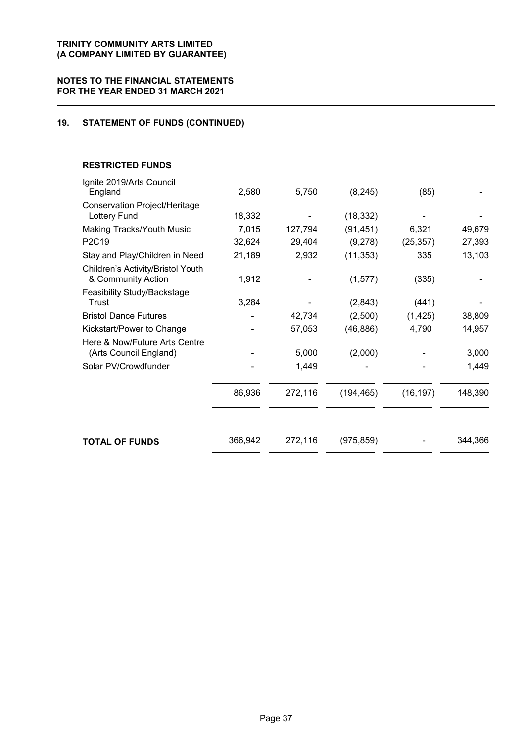**TRINITY COMMUNITY ARTS LIMITED**
**(A COMPANY LIMITED BY GUARANTEE)**

**NOTES TO THE FINANCIAL STATEMENTS**
**FOR THE YEAR ENDED 31 MARCH 2021**

## 19. STATEMENT OF FUNDS (CONTINUED)

### RESTRICTED FUNDS

| | | | | | |
|---|---|---|---|---|---|
| Ignite 2019/Arts Council England | 2,580 | 5,750 | (8,245) | (85) | - |
| Conservation Project/Heritage Lottery Fund | 18,332 | - | (18,332) | - | - |
| Making Tracks/Youth Music | 7,015 | 127,794 | (91,451) | 6,321 | 49,679 |
| P2C19 | 32,624 | 29,404 | (9,278) | (25,357) | 27,393 |
| Stay and Play/Children in Need | 21,189 | 2,932 | (11,353) | 335 | 13,103 |
| Children's Activity/Bristol Youth & Community Action | 1,912 | - | (1,577) | (335) | - |
| Feasibility Study/Backstage Trust | 3,284 | - | (2,843) | (441) | - |
| Bristol Dance Futures | - | 42,734 | (2,500) | (1,425) | 38,809 |
| Kickstart/Power to Change | - | 57,053 | (46,886) | 4,790 | 14,957 |
| Here & Now/Future Arts Centre (Arts Council England) | - | 5,000 | (2,000) | - | 3,000 |
| Solar PV/Crowdfunder | - | 1,449 | - | - | 1,449 |
| | 86,936 | 272,116 | (194,465) | (16,197) | 148,390 |
| **TOTAL OF FUNDS** | 366,942 | 272,116 | (975,859) | - | 344,366 |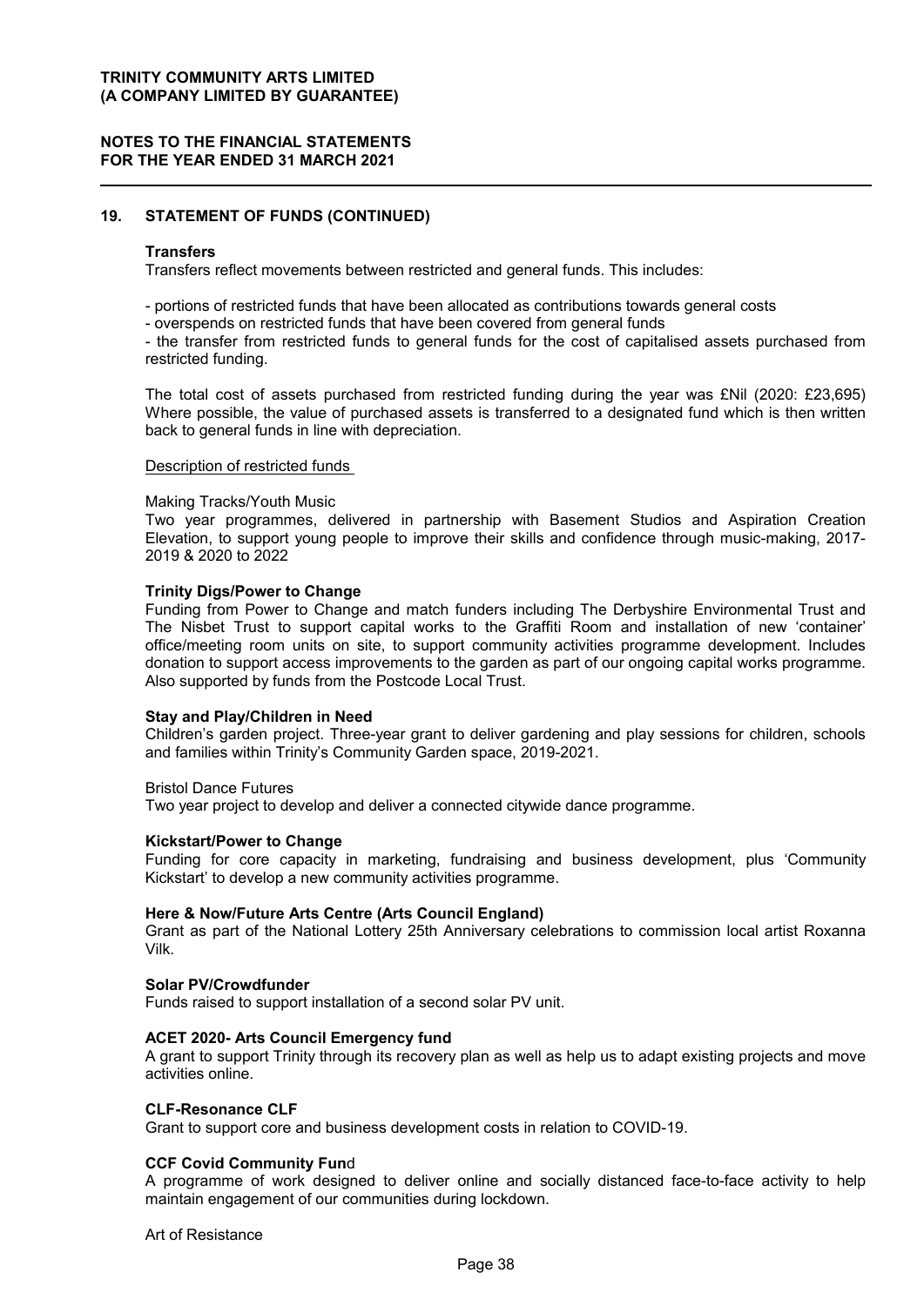**TRINITY COMMUNITY ARTS LIMITED**
**(A COMPANY LIMITED BY GUARANTEE)**

**NOTES TO THE FINANCIAL STATEMENTS**
**FOR THE YEAR ENDED 31 MARCH 2021**

## 19. STATEMENT OF FUNDS (CONTINUED)

**Transfers**

Transfers reflect movements between restricted and general funds. This includes:

- portions of restricted funds that have been allocated as contributions towards general costs
- overspends on restricted funds that have been covered from general funds
- the transfer from restricted funds to general funds for the cost of capitalised assets purchased from restricted funding.

The total cost of assets purchased from restricted funding during the year was £Nil (2020: £23,695) Where possible, the value of purchased assets is transferred to a designated fund which is then written back to general funds in line with depreciation.

Description of restricted funds

Making Tracks/Youth Music

Two year programmes, delivered in partnership with Basement Studios and Aspiration Creation Elevation, to support young people to improve their skills and confidence through music-making, 2017-2019 & 2020 to 2022

**Trinity Digs/Power to Change**

Funding from Power to Change and match funders including The Derbyshire Environmental Trust and The Nisbet Trust to support capital works to the Graffiti Room and installation of new 'container' office/meeting room units on site, to support community activities programme development. Includes donation to support access improvements to the garden as part of our ongoing capital works programme. Also supported by funds from the Postcode Local Trust.

**Stay and Play/Children in Need**

Children's garden project. Three-year grant to deliver gardening and play sessions for children, schools and families within Trinity's Community Garden space, 2019-2021.

Bristol Dance Futures

Two year project to develop and deliver a connected citywide dance programme.

**Kickstart/Power to Change**

Funding for core capacity in marketing, fundraising and business development, plus 'Community Kickstart' to develop a new community activities programme.

**Here & Now/Future Arts Centre (Arts Council England)**

Grant as part of the National Lottery 25th Anniversary celebrations to commission local artist Roxanna Vilk.

**Solar PV/Crowdfunder**

Funds raised to support installation of a second solar PV unit.

**ACET 2020- Arts Council Emergency fund**

A grant to support Trinity through its recovery plan as well as help us to adapt existing projects and move activities online.

**CLF-Resonance CLF**

Grant to support core and business development costs in relation to COVID-19.

**CCF Covid Community Fun**d

A programme of work designed to deliver online and socially distanced face-to-face activity to help maintain engagement of our communities during lockdown.

Art of Resistance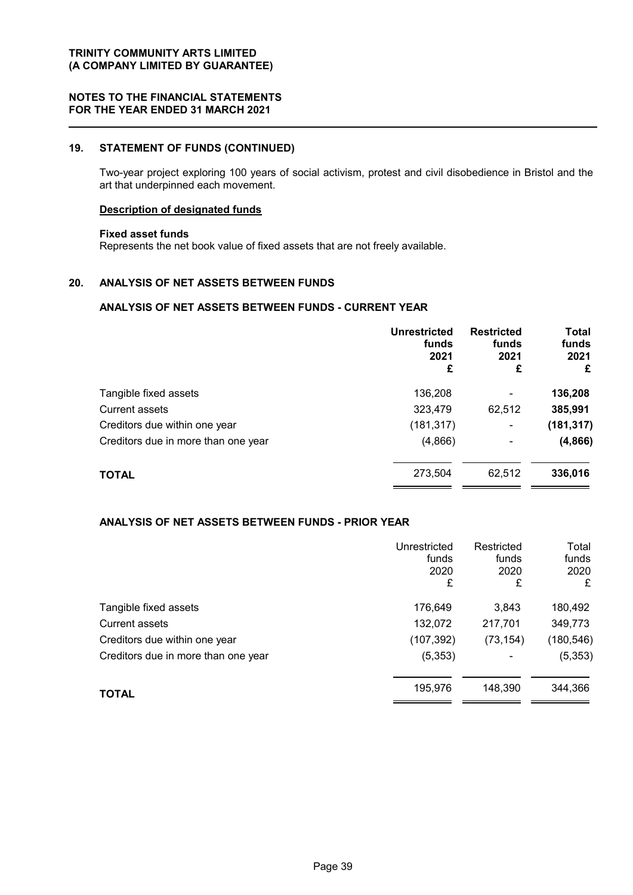## 19. STATEMENT OF FUNDS (CONTINUED)

Two-year project exploring 100 years of social activism, protest and civil disobedience in Bristol and the art that underpinned each movement.

**Description of designated funds**

**Fixed asset funds**
Represents the net book value of fixed assets that are not freely available.

## 20. ANALYSIS OF NET ASSETS BETWEEN FUNDS

### ANALYSIS OF NET ASSETS BETWEEN FUNDS - CURRENT YEAR

| | Unrestricted funds 2021 £ | Restricted funds 2021 £ | Total funds 2021 £ |
|---|---|---|---|
| Tangible fixed assets | 136,208 | - | **136,208** |
| Current assets | 323,479 | 62,512 | **385,991** |
| Creditors due within one year | (181,317) | - | **(181,317)** |
| Creditors due in more than one year | (4,866) | - | **(4,866)** |
| **TOTAL** | 273,504 | 62,512 | **336,016** |

### ANALYSIS OF NET ASSETS BETWEEN FUNDS - PRIOR YEAR

| | Unrestricted funds 2020 £ | Restricted funds 2020 £ | Total funds 2020 £ |
|---|---|---|---|
| Tangible fixed assets | 176,649 | 3,843 | 180,492 |
| Current assets | 132,072 | 217,701 | 349,773 |
| Creditors due within one year | (107,392) | (73,154) | (180,546) |
| Creditors due in more than one year | (5,353) | - | (5,353) |
| **TOTAL** | 195,976 | 148,390 | 344,366 |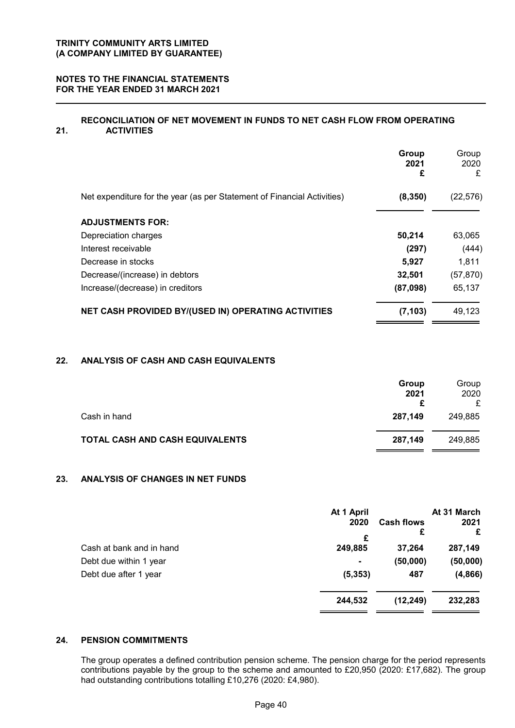**TRINITY COMMUNITY ARTS LIMITED**
**(A COMPANY LIMITED BY GUARANTEE)**

**NOTES TO THE FINANCIAL STATEMENTS**
**FOR THE YEAR ENDED 31 MARCH 2021**

## 21. RECONCILIATION OF NET MOVEMENT IN FUNDS TO NET CASH FLOW FROM OPERATING ACTIVITIES

| | **Group 2021 £** | Group 2020 £ |
|---|---|---|
| Net expenditure for the year (as per Statement of Financial Activities) | **(8,350)** | (22,576) |
| **ADJUSTMENTS FOR:** | | |
| Depreciation charges | **50,214** | 63,065 |
| Interest receivable | **(297)** | (444) |
| Decrease in stocks | **5,927** | 1,811 |
| Decrease/(increase) in debtors | **32,501** | (57,870) |
| Increase/(decrease) in creditors | **(87,098)** | 65,137 |
| **NET CASH PROVIDED BY/(USED IN) OPERATING ACTIVITIES** | **(7,103)** | 49,123 |

## 22. ANALYSIS OF CASH AND CASH EQUIVALENTS

| | **Group 2021 £** | Group 2020 £ |
|---|---|---|
| Cash in hand | **287,149** | 249,885 |
| **TOTAL CASH AND CASH EQUIVALENTS** | **287,149** | 249,885 |

## 23. ANALYSIS OF CHANGES IN NET FUNDS

| | **At 1 April 2020 £** | **Cash flows £** | **At 31 March 2021 £** |
|---|---|---|---|
| Cash at bank and in hand | **249,885** | **37,264** | **287,149** |
| Debt due within 1 year | **-** | **(50,000)** | **(50,000)** |
| Debt due after 1 year | **(5,353)** | **487** | **(4,866)** |
| | **244,532** | **(12,249)** | **232,283** |

## 24. PENSION COMMITMENTS

The group operates a defined contribution pension scheme. The pension charge for the period represents contributions payable by the group to the scheme and amounted to £20,950 (2020: £17,682). The group had outstanding contributions totalling £10,276 (2020: £4,980).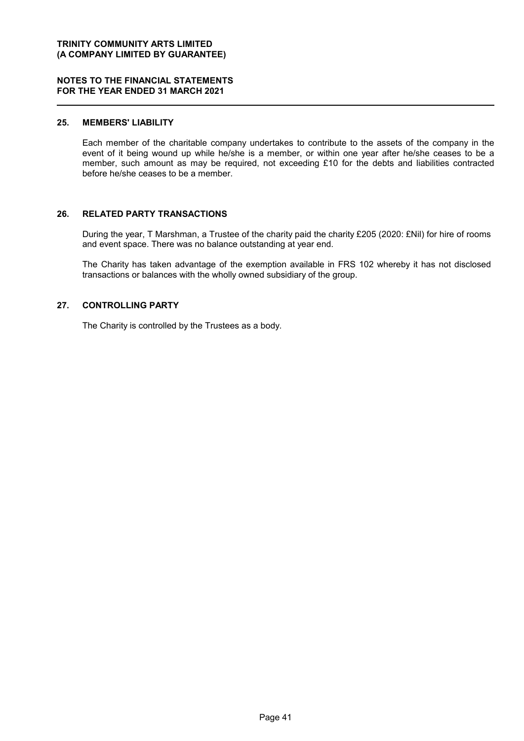## 25. MEMBERS' LIABILITY

Each member of the charitable company undertakes to contribute to the assets of the company in the event of it being wound up while he/she is a member, or within one year after he/she ceases to be a member, such amount as may be required, not exceeding £10 for the debts and liabilities contracted before he/she ceases to be a member.

## 26. RELATED PARTY TRANSACTIONS

During the year, T Marshman, a Trustee of the charity paid the charity £205 (2020: £Nil) for hire of rooms and event space. There was no balance outstanding at year end.

The Charity has taken advantage of the exemption available in FRS 102 whereby it has not disclosed transactions or balances with the wholly owned subsidiary of the group.

## 27. CONTROLLING PARTY

The Charity is controlled by the Trustees as a body.